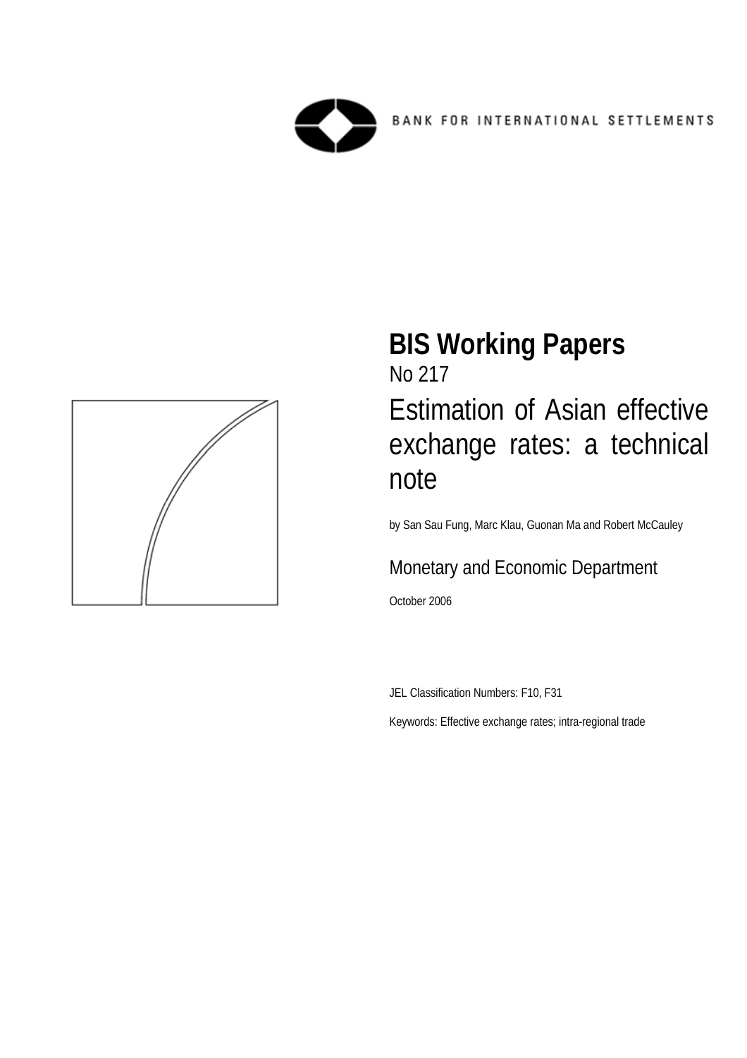BANK FOR INTERNATIONAL SETTLEMENTS

# BIS Working Papers

No 217

## Estimation of Asian effective exchange rates: a technical note

by San Sau Fung, Marc Klau, Guonan Ma and Robert McCauley

Monetary and Economic Department

October 2006

JEL Classification Numbers: F10, F31

Keywords: Effective exchange rates; intra-regional trade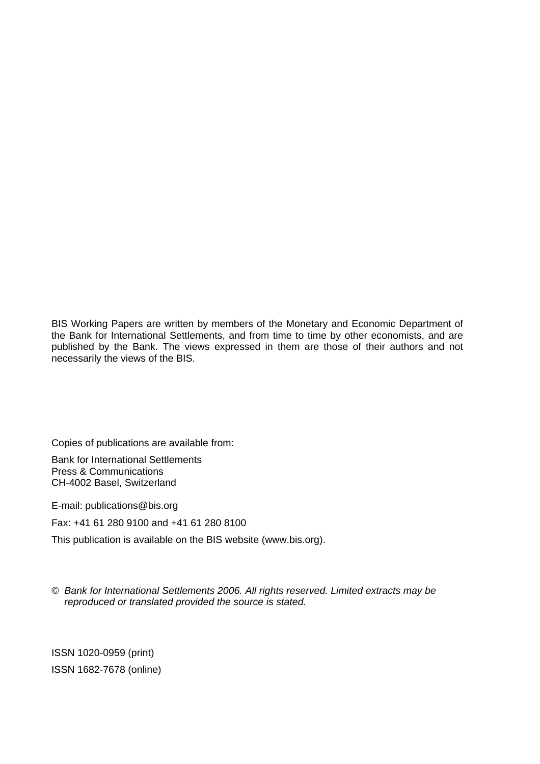BIS Working Papers are written by members of the Monetary and Economic Department of the Bank for International Settlements, and from time to time by other economists, and are published by the Bank. The views expressed in them are those of their authors and not necessarily the views of the BIS.

Copies of publications are available from:

Bank for International Settlements
Press & Communications
CH-4002 Basel, Switzerland

E-mail: publications@bis.org

Fax: +41 61 280 9100 and +41 61 280 8100

This publication is available on the BIS website (www.bis.org).

© *Bank for International Settlements 2006. All rights reserved. Limited extracts may be reproduced or translated provided the source is stated.*

ISSN 1020-0959 (print)

ISSN 1682-7678 (online)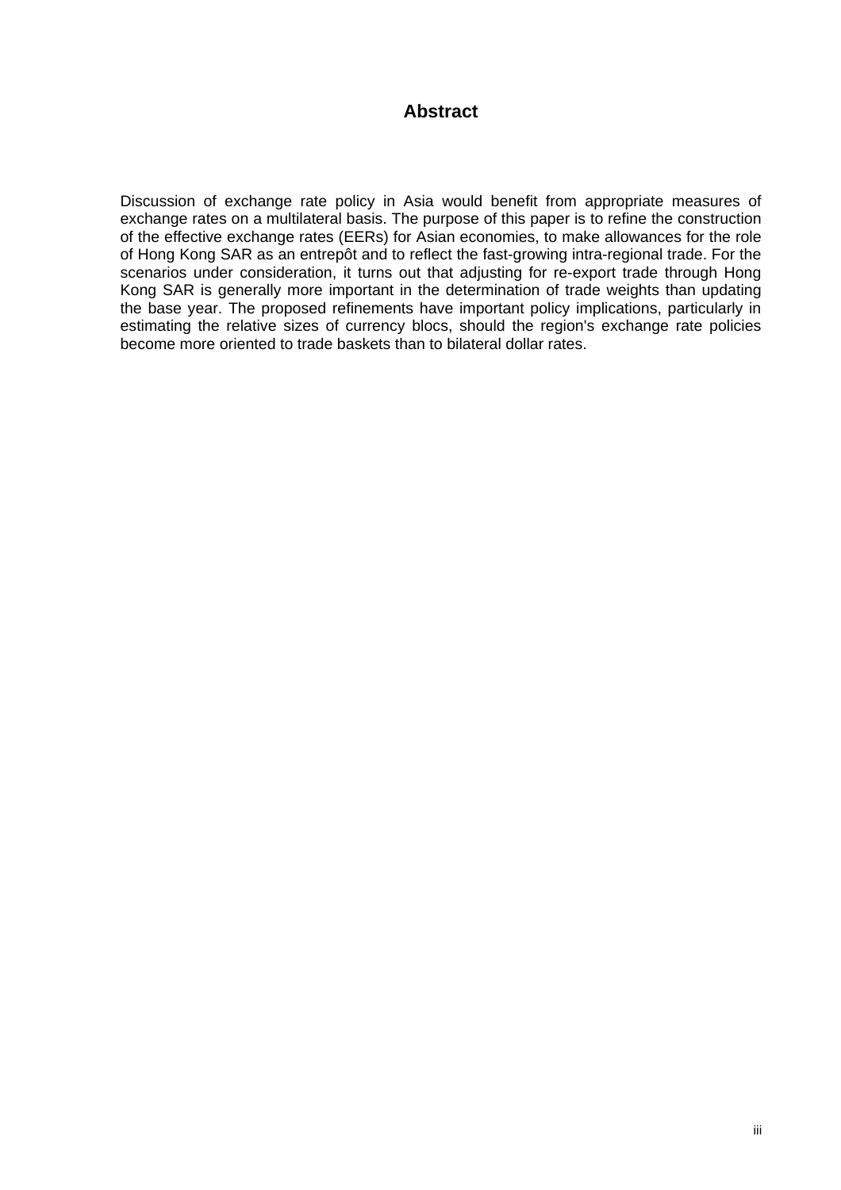## Abstract

Discussion of exchange rate policy in Asia would benefit from appropriate measures of exchange rates on a multilateral basis. The purpose of this paper is to refine the construction of the effective exchange rates (EERs) for Asian economies, to make allowances for the role of Hong Kong SAR as an entrepôt and to reflect the fast-growing intra-regional trade. For the scenarios under consideration, it turns out that adjusting for re-export trade through Hong Kong SAR is generally more important in the determination of trade weights than updating the base year. The proposed refinements have important policy implications, particularly in estimating the relative sizes of currency blocs, should the region's exchange rate policies become more oriented to trade baskets than to bilateral dollar rates.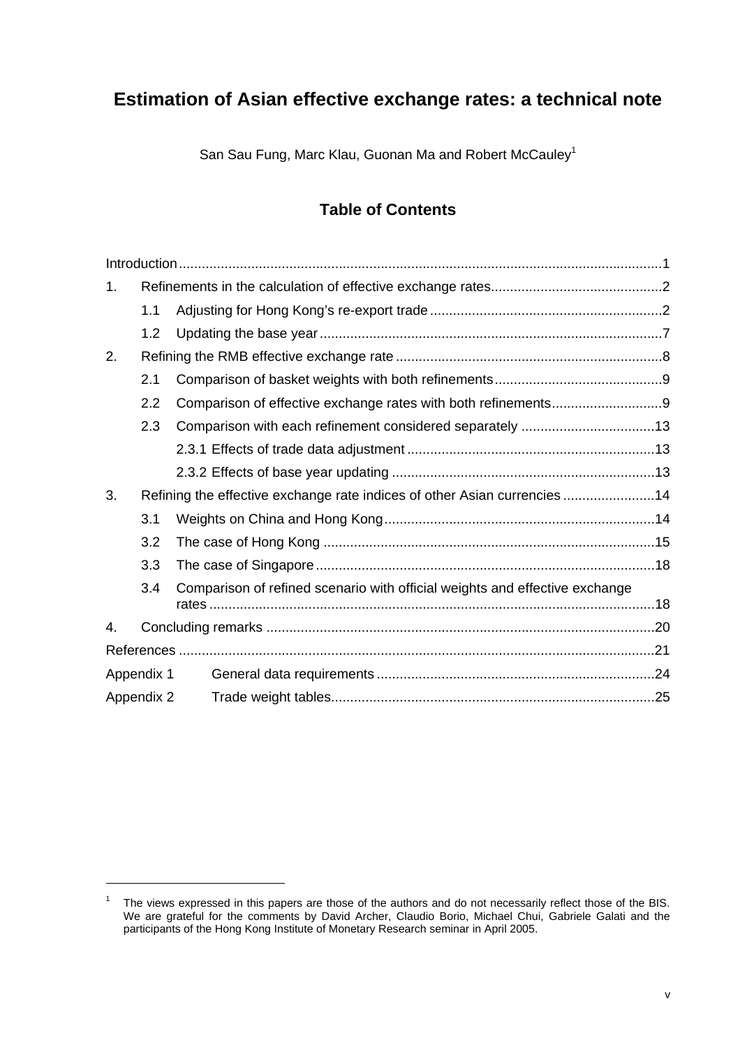# Estimation of Asian effective exchange rates: a technical note

San Sau Fung, Marc Klau, Guonan Ma and Robert McCauley[1]

## Table of Contents

Introduction ..... 1

1. Refinements in the calculation of effective exchange rates ..... 2
   - 1.1 Adjusting for Hong Kong's re-export trade ..... 2
   - 1.2 Updating the base year ..... 7
2. Refining the RMB effective exchange rate ..... 8
   - 2.1 Comparison of basket weights with both refinements ..... 9
   - 2.2 Comparison of effective exchange rates with both refinements ..... 9
   - 2.3 Comparison with each refinement considered separately ..... 13
     - 2.3.1 Effects of trade data adjustment ..... 13
     - 2.3.2 Effects of base year updating ..... 13
3. Refining the effective exchange rate indices of other Asian currencies ..... 14
   - 3.1 Weights on China and Hong Kong ..... 14
   - 3.2 The case of Hong Kong ..... 15
   - 3.3 The case of Singapore ..... 18
   - 3.4 Comparison of refined scenario with official weights and effective exchange rates ..... 18
4. Concluding remarks ..... 20

References ..... 21

Appendix 1 General data requirements ..... 24

Appendix 2 Trade weight tables ..... 25

---

[1] The views expressed in this papers are those of the authors and do not necessarily reflect those of the BIS. We are grateful for the comments by David Archer, Claudio Borio, Michael Chui, Gabriele Galati and the participants of the Hong Kong Institute of Monetary Research seminar in April 2005.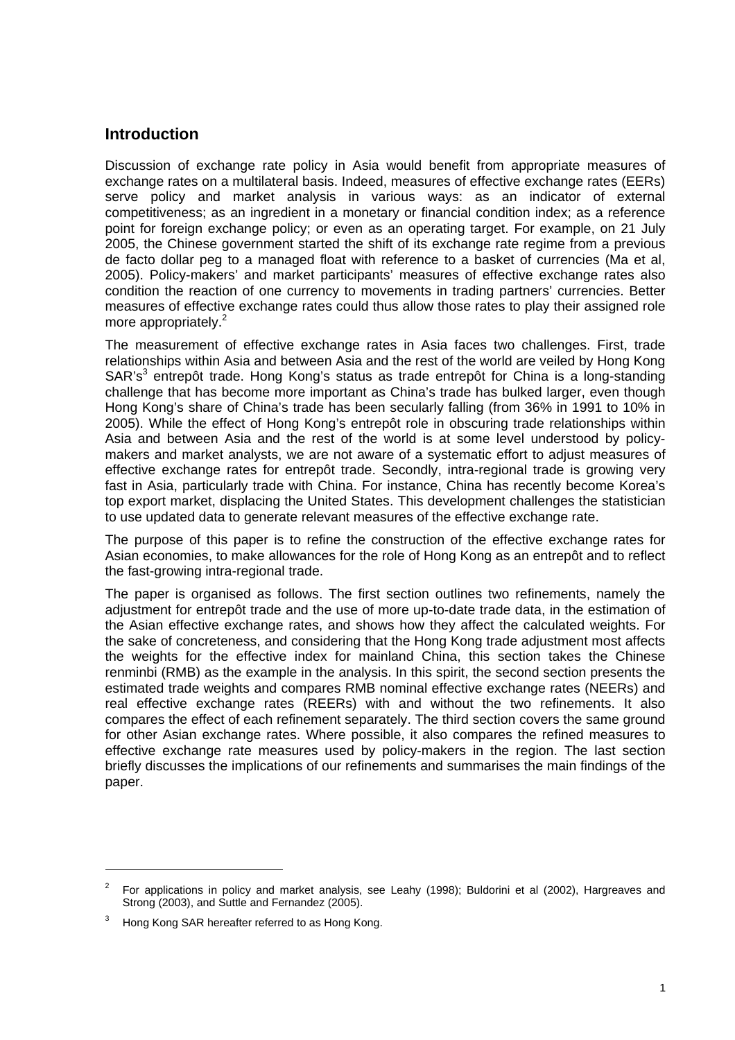## Introduction

Discussion of exchange rate policy in Asia would benefit from appropriate measures of exchange rates on a multilateral basis. Indeed, measures of effective exchange rates (EERs) serve policy and market analysis in various ways: as an indicator of external competitiveness; as an ingredient in a monetary or financial condition index; as a reference point for foreign exchange policy; or even as an operating target. For example, on 21 July 2005, the Chinese government started the shift of its exchange rate regime from a previous de facto dollar peg to a managed float with reference to a basket of currencies (Ma et al, 2005). Policy-makers' and market participants' measures of effective exchange rates also condition the reaction of one currency to movements in trading partners' currencies. Better measures of effective exchange rates could thus allow those rates to play their assigned role more appropriately.[2]

The measurement of effective exchange rates in Asia faces two challenges. First, trade relationships within Asia and between Asia and the rest of the world are veiled by Hong Kong SAR's[3] entrepôt trade. Hong Kong's status as trade entrepôt for China is a long-standing challenge that has become more important as China's trade has bulked larger, even though Hong Kong's share of China's trade has been secularly falling (from 36% in 1991 to 10% in 2005). While the effect of Hong Kong's entrepôt role in obscuring trade relationships within Asia and between Asia and the rest of the world is at some level understood by policy-makers and market analysts, we are not aware of a systematic effort to adjust measures of effective exchange rates for entrepôt trade. Secondly, intra-regional trade is growing very fast in Asia, particularly trade with China. For instance, China has recently become Korea's top export market, displacing the United States. This development challenges the statistician to use updated data to generate relevant measures of the effective exchange rate.

The purpose of this paper is to refine the construction of the effective exchange rates for Asian economies, to make allowances for the role of Hong Kong as an entrepôt and to reflect the fast-growing intra-regional trade.

The paper is organised as follows. The first section outlines two refinements, namely the adjustment for entrepôt trade and the use of more up-to-date trade data, in the estimation of the Asian effective exchange rates, and shows how they affect the calculated weights. For the sake of concreteness, and considering that the Hong Kong trade adjustment most affects the weights for the effective index for mainland China, this section takes the Chinese renminbi (RMB) as the example in the analysis. In this spirit, the second section presents the estimated trade weights and compares RMB nominal effective exchange rates (NEERs) and real effective exchange rates (REERs) with and without the two refinements. It also compares the effect of each refinement separately. The third section covers the same ground for other Asian exchange rates. Where possible, it also compares the refined measures to effective exchange rate measures used by policy-makers in the region. The last section briefly discusses the implications of our refinements and summarises the main findings of the paper.

---

[2] For applications in policy and market analysis, see Leahy (1998); Buldorini et al (2002), Hargreaves and Strong (2003), and Suttle and Fernandez (2005).

[3] Hong Kong SAR hereafter referred to as Hong Kong.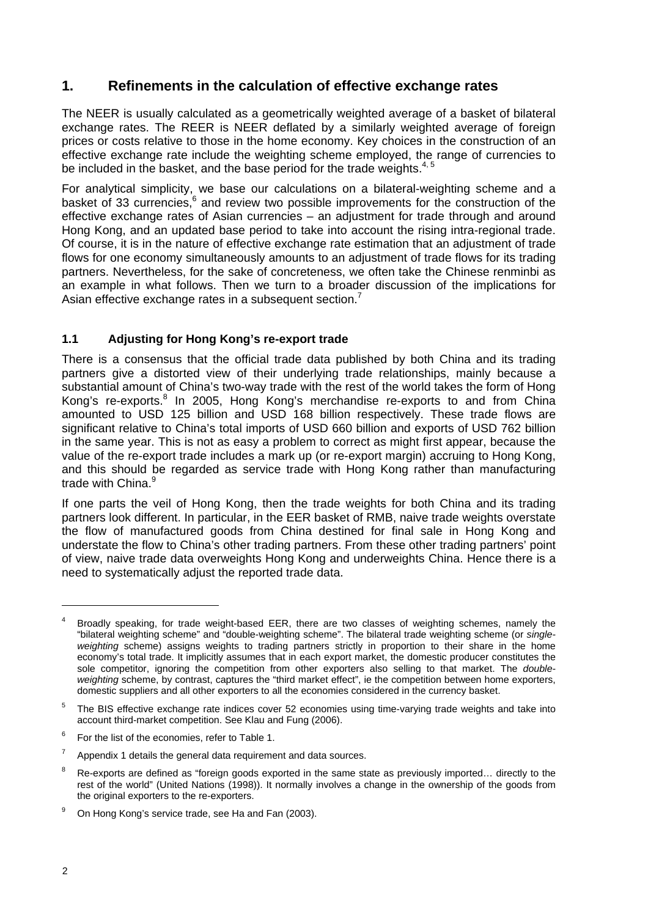## 1. Refinements in the calculation of effective exchange rates

The NEER is usually calculated as a geometrically weighted average of a basket of bilateral exchange rates. The REER is NEER deflated by a similarly weighted average of foreign prices or costs relative to those in the home economy. Key choices in the construction of an effective exchange rate include the weighting scheme employed, the range of currencies to be included in the basket, and the base period for the trade weights.[4, 5]

For analytical simplicity, we base our calculations on a bilateral-weighting scheme and a basket of 33 currencies,[6] and review two possible improvements for the construction of the effective exchange rates of Asian currencies – an adjustment for trade through and around Hong Kong, and an updated base period to take into account the rising intra-regional trade. Of course, it is in the nature of effective exchange rate estimation that an adjustment of trade flows for one economy simultaneously amounts to an adjustment of trade flows for its trading partners. Nevertheless, for the sake of concreteness, we often take the Chinese renminbi as an example in what follows. Then we turn to a broader discussion of the implications for Asian effective exchange rates in a subsequent section.[7]

### 1.1 Adjusting for Hong Kong's re-export trade

There is a consensus that the official trade data published by both China and its trading partners give a distorted view of their underlying trade relationships, mainly because a substantial amount of China's two-way trade with the rest of the world takes the form of Hong Kong's re-exports.[8] In 2005, Hong Kong's merchandise re-exports to and from China amounted to USD 125 billion and USD 168 billion respectively. These trade flows are significant relative to China's total imports of USD 660 billion and exports of USD 762 billion in the same year. This is not as easy a problem to correct as might first appear, because the value of the re-export trade includes a mark up (or re-export margin) accruing to Hong Kong, and this should be regarded as service trade with Hong Kong rather than manufacturing trade with China.[9]

If one parts the veil of Hong Kong, then the trade weights for both China and its trading partners look different. In particular, in the EER basket of RMB, naive trade weights overstate the flow of manufactured goods from China destined for final sale in Hong Kong and understate the flow to China's other trading partners. From these other trading partners' point of view, naive trade data overweights Hong Kong and underweights China. Hence there is a need to systematically adjust the reported trade data.

---

[4] Broadly speaking, for trade weight-based EER, there are two classes of weighting schemes, namely the "bilateral weighting scheme" and "double-weighting scheme". The bilateral trade weighting scheme (or *single-weighting* scheme) assigns weights to trading partners strictly in proportion to their share in the home economy's total trade. It implicitly assumes that in each export market, the domestic producer constitutes the sole competitor, ignoring the competition from other exporters also selling to that market. The *double-weighting* scheme, by contrast, captures the "third market effect", ie the competition between home exporters, domestic suppliers and all other exporters to all the economies considered in the currency basket.

[5] The BIS effective exchange rate indices cover 52 economies using time-varying trade weights and take into account third-market competition. See Klau and Fung (2006).

[6] For the list of the economies, refer to Table 1.

[7] Appendix 1 details the general data requirement and data sources.

[8] Re-exports are defined as "foreign goods exported in the same state as previously imported… directly to the rest of the world" (United Nations (1998)). It normally involves a change in the ownership of the goods from the original exporters to the re-exporters.

[9] On Hong Kong's service trade, see Ha and Fan (2003).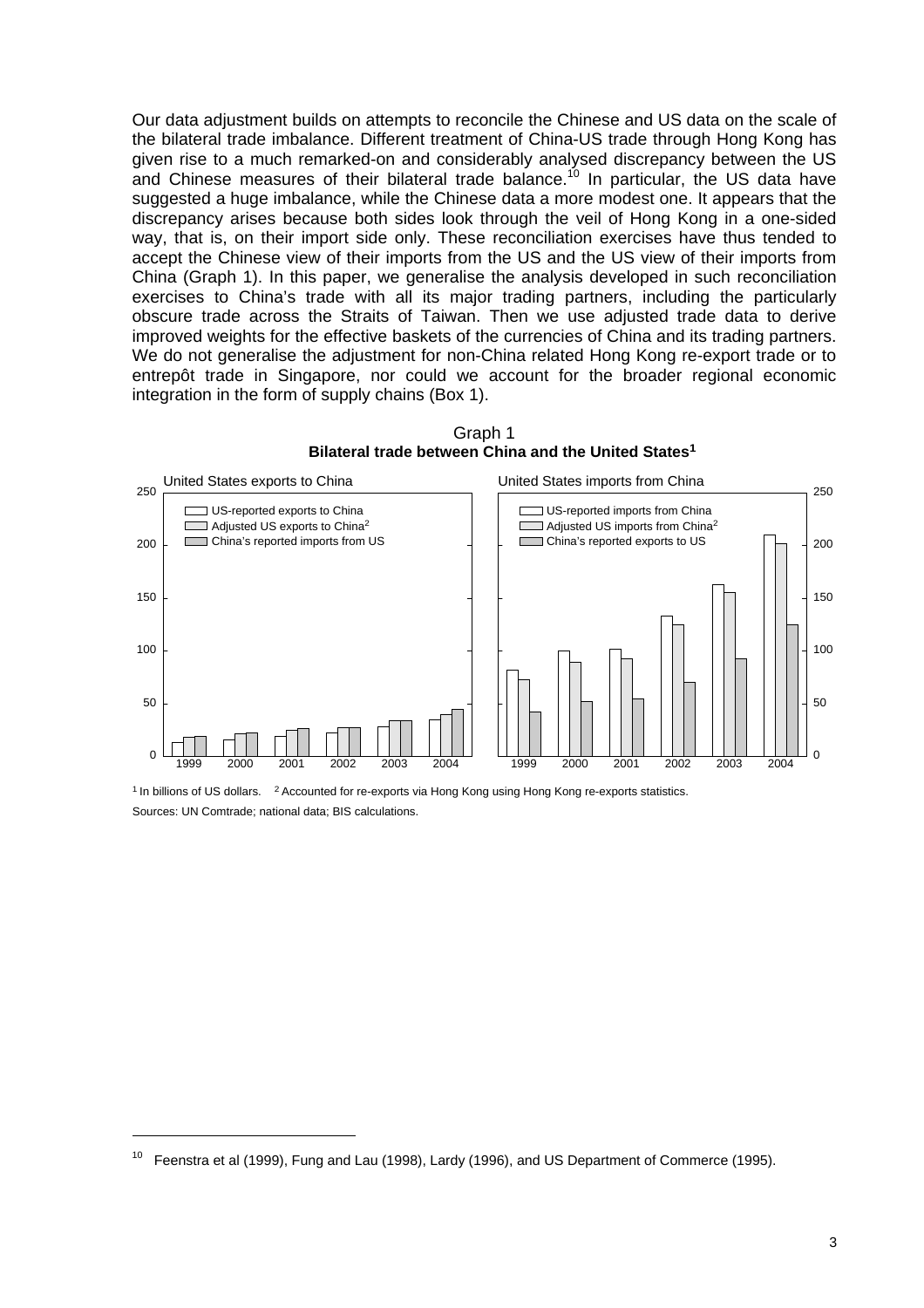Our data adjustment builds on attempts to reconcile the Chinese and US data on the scale of the bilateral trade imbalance. Different treatment of China-US trade through Hong Kong has given rise to a much remarked-on and considerably analysed discrepancy between the US and Chinese measures of their bilateral trade balance.[10] In particular, the US data have suggested a huge imbalance, while the Chinese data a more modest one. It appears that the discrepancy arises because both sides look through the veil of Hong Kong in a one-sided way, that is, on their import side only. These reconciliation exercises have thus tended to accept the Chinese view of their imports from the US and the US view of their imports from China (Graph 1). In this paper, we generalise the analysis developed in such reconciliation exercises to China's trade with all its major trading partners, including the particularly obscure trade across the Straits of Taiwan. Then we use adjusted trade data to derive improved weights for the effective baskets of the currencies of China and its trading partners. We do not generalise the adjustment for non-China related Hong Kong re-export trade or to entrepôt trade in Singapore, nor could we account for the broader regional economic integration in the form of supply chains (Box 1).

Graph 1
**Bilateral trade between China and the United States[1]**

[1] In billions of US dollars. [2] Accounted for re-exports via Hong Kong using Hong Kong re-exports statistics.
Sources: UN Comtrade; national data; BIS calculations.

[10] Feenstra et al (1999), Fung and Lau (1998), Lardy (1996), and US Department of Commerce (1995).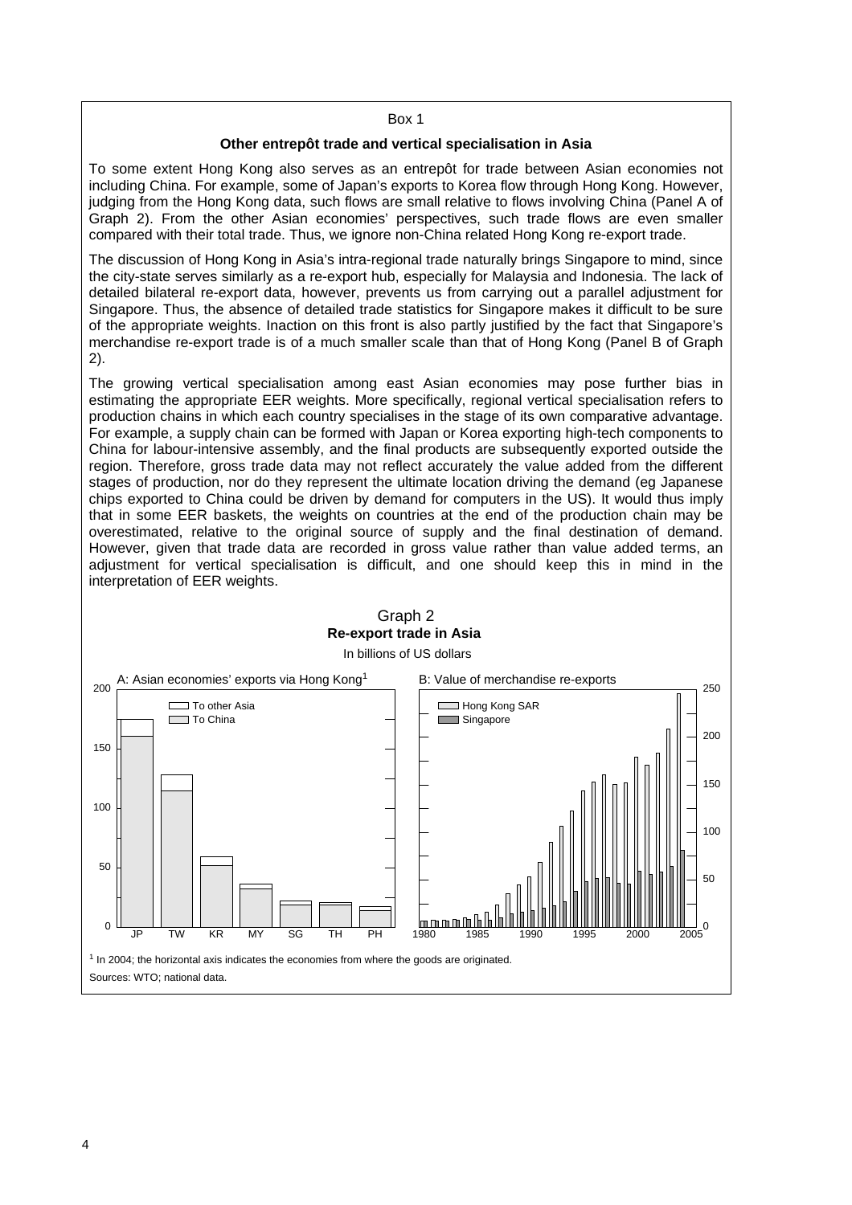Box 1

### Other entrepôt trade and vertical specialisation in Asia

To some extent Hong Kong also serves as an entrepôt for trade between Asian economies not including China. For example, some of Japan's exports to Korea flow through Hong Kong. However, judging from the Hong Kong data, such flows are small relative to flows involving China (Panel A of Graph 2). From the other Asian economies' perspectives, such trade flows are even smaller compared with their total trade. Thus, we ignore non-China related Hong Kong re-export trade.

The discussion of Hong Kong in Asia's intra-regional trade naturally brings Singapore to mind, since the city-state serves similarly as a re-export hub, especially for Malaysia and Indonesia. The lack of detailed bilateral re-export data, however, prevents us from carrying out a parallel adjustment for Singapore. Thus, the absence of detailed trade statistics for Singapore makes it difficult to be sure of the appropriate weights. Inaction on this front is also partly justified by the fact that Singapore's merchandise re-export trade is of a much smaller scale than that of Hong Kong (Panel B of Graph 2).

The growing vertical specialisation among east Asian economies may pose further bias in estimating the appropriate EER weights. More specifically, regional vertical specialisation refers to production chains in which each country specialises in the stage of its own comparative advantage. For example, a supply chain can be formed with Japan or Korea exporting high-tech components to China for labour-intensive assembly, and the final products are subsequently exported outside the region. Therefore, gross trade data may not reflect accurately the value added from the different stages of production, nor do they represent the ultimate location driving the demand (eg Japanese chips exported to China could be driven by demand for computers in the US). It would thus imply that in some EER baskets, the weights on countries at the end of the production chain may be overestimated, relative to the original source of supply and the final destination of demand. However, given that trade data are recorded in gross value rather than value added terms, an adjustment for vertical specialisation is difficult, and one should keep this in mind in the interpretation of EER weights.

Graph 2
**Re-export trade in Asia**
In billions of US dollars

A: Asian economies' exports via Hong Kong[1] | B: Value of merchandise re-exports

[1] In 2004; the horizontal axis indicates the economies from where the goods are originated.

Sources: WTO; national data.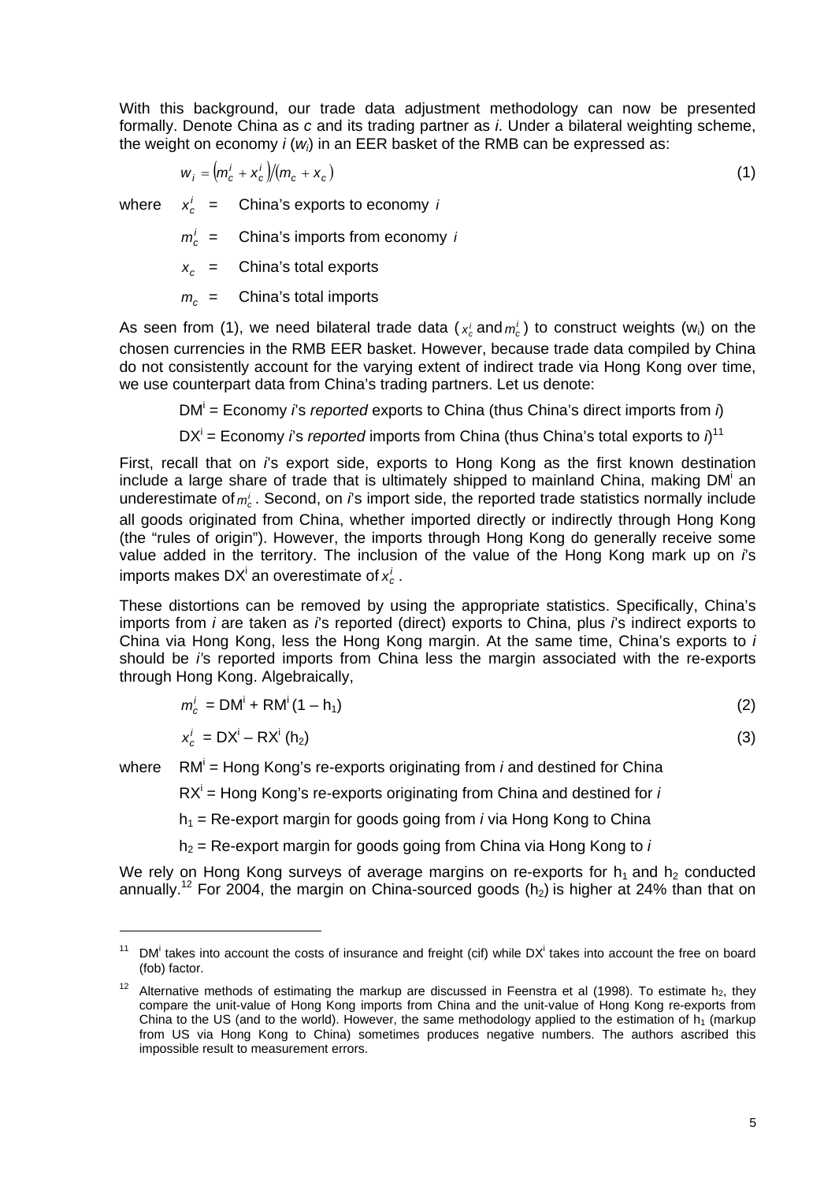With this background, our trade data adjustment methodology can now be presented formally. Denote China as *c* and its trading partner as *i*. Under a bilateral weighting scheme, the weight on economy *i* ($w_i$) in an EER basket of the RMB can be expressed as:

$$w_i = \left(m_c^i + x_c^i\right) / \left(m_c + x_c\right) \tag{1}$$

where $x_c^i$ = China's exports to economy *i*

$m_c^i$ = China's imports from economy *i*

$x_c$ = China's total exports

$m_c$ = China's total imports

As seen from (1), we need bilateral trade data ($x_c^i$ and $m_c^i$) to construct weights ($w_i$) on the chosen currencies in the RMB EER basket. However, because trade data compiled by China do not consistently account for the varying extent of indirect trade via Hong Kong over time, we use counterpart data from China's trading partners. Let us denote:

$DM^i$ = Economy *i*'s *reported* exports to China (thus China's direct imports from *i*)

$DX^i$ = Economy *i*'s *reported* imports from China (thus China's total exports to *i*)[11]

First, recall that on *i*'s export side, exports to Hong Kong as the first known destination include a large share of trade that is ultimately shipped to mainland China, making $DM^i$ an underestimate of $m_c^i$. Second, on *i*'s import side, the reported trade statistics normally include all goods originated from China, whether imported directly or indirectly through Hong Kong (the "rules of origin"). However, the imports through Hong Kong do generally receive some value added in the territory. The inclusion of the value of the Hong Kong mark up on *i*'s imports makes $DX^i$ an overestimate of $x_c^i$.

These distortions can be removed by using the appropriate statistics. Specifically, China's imports from *i* are taken as *i*'s reported (direct) exports to China, plus *i*'s indirect exports to China via Hong Kong, less the Hong Kong margin. At the same time, China's exports to *i* should be *i*'s reported imports from China less the margin associated with the re-exports through Hong Kong. Algebraically,

$$m_c^i = DM^i + RM^i(1 - h_1) \tag{2}$$

$$x_c^i = DX^i - RX^i(h_2) \tag{3}$$

where $RM^i$ = Hong Kong's re-exports originating from *i* and destined for China

$RX^i$ = Hong Kong's re-exports originating from China and destined for *i*

$h_1$ = Re-export margin for goods going from *i* via Hong Kong to China

$h_2$ = Re-export margin for goods going from China via Hong Kong to *i*

We rely on Hong Kong surveys of average margins on re-exports for $h_1$ and $h_2$ conducted annually.[12] For 2004, the margin on China-sourced goods ($h_2$) is higher at 24% than that on

---

[11] $DM^i$ takes into account the costs of insurance and freight (cif) while $DX^i$ takes into account the free on board (fob) factor.

[12] Alternative methods of estimating the markup are discussed in Feenstra et al (1998). To estimate $h_2$, they compare the unit-value of Hong Kong imports from China and the unit-value of Hong Kong re-exports from China to the US (and to the world). However, the same methodology applied to the estimation of $h_1$ (markup from US via Hong Kong to China) sometimes produces negative numbers. The authors ascribed this impossible result to measurement errors.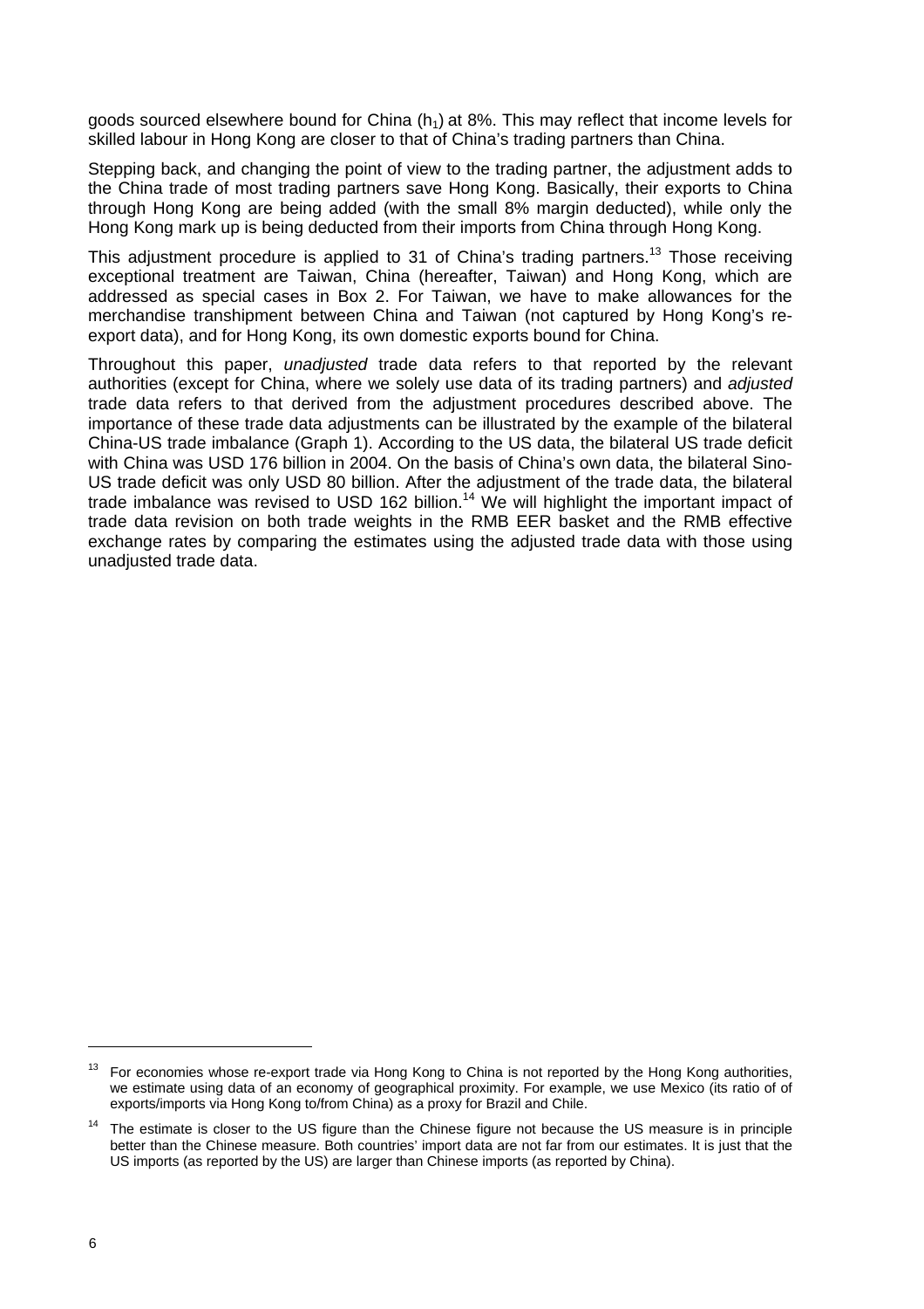goods sourced elsewhere bound for China ($h_1$) at 8%. This may reflect that income levels for skilled labour in Hong Kong are closer to that of China's trading partners than China.

Stepping back, and changing the point of view to the trading partner, the adjustment adds to the China trade of most trading partners save Hong Kong. Basically, their exports to China through Hong Kong are being added (with the small 8% margin deducted), while only the Hong Kong mark up is being deducted from their imports from China through Hong Kong.

This adjustment procedure is applied to 31 of China's trading partners.[13] Those receiving exceptional treatment are Taiwan, China (hereafter, Taiwan) and Hong Kong, which are addressed as special cases in Box 2. For Taiwan, we have to make allowances for the merchandise transhipment between China and Taiwan (not captured by Hong Kong's re-export data), and for Hong Kong, its own domestic exports bound for China.

Throughout this paper, *unadjusted* trade data refers to that reported by the relevant authorities (except for China, where we solely use data of its trading partners) and *adjusted* trade data refers to that derived from the adjustment procedures described above. The importance of these trade data adjustments can be illustrated by the example of the bilateral China-US trade imbalance (Graph 1). According to the US data, the bilateral US trade deficit with China was USD 176 billion in 2004. On the basis of China's own data, the bilateral Sino-US trade deficit was only USD 80 billion. After the adjustment of the trade data, the bilateral trade imbalance was revised to USD 162 billion.[14] We will highlight the important impact of trade data revision on both trade weights in the RMB EER basket and the RMB effective exchange rates by comparing the estimates using the adjusted trade data with those using unadjusted trade data.

---

[13] For economies whose re-export trade via Hong Kong to China is not reported by the Hong Kong authorities, we estimate using data of an economy of geographical proximity. For example, we use Mexico (its ratio of of exports/imports via Hong Kong to/from China) as a proxy for Brazil and Chile.

[14] The estimate is closer to the US figure than the Chinese figure not because the US measure is in principle better than the Chinese measure. Both countries' import data are not far from our estimates. It is just that the US imports (as reported by the US) are larger than Chinese imports (as reported by China).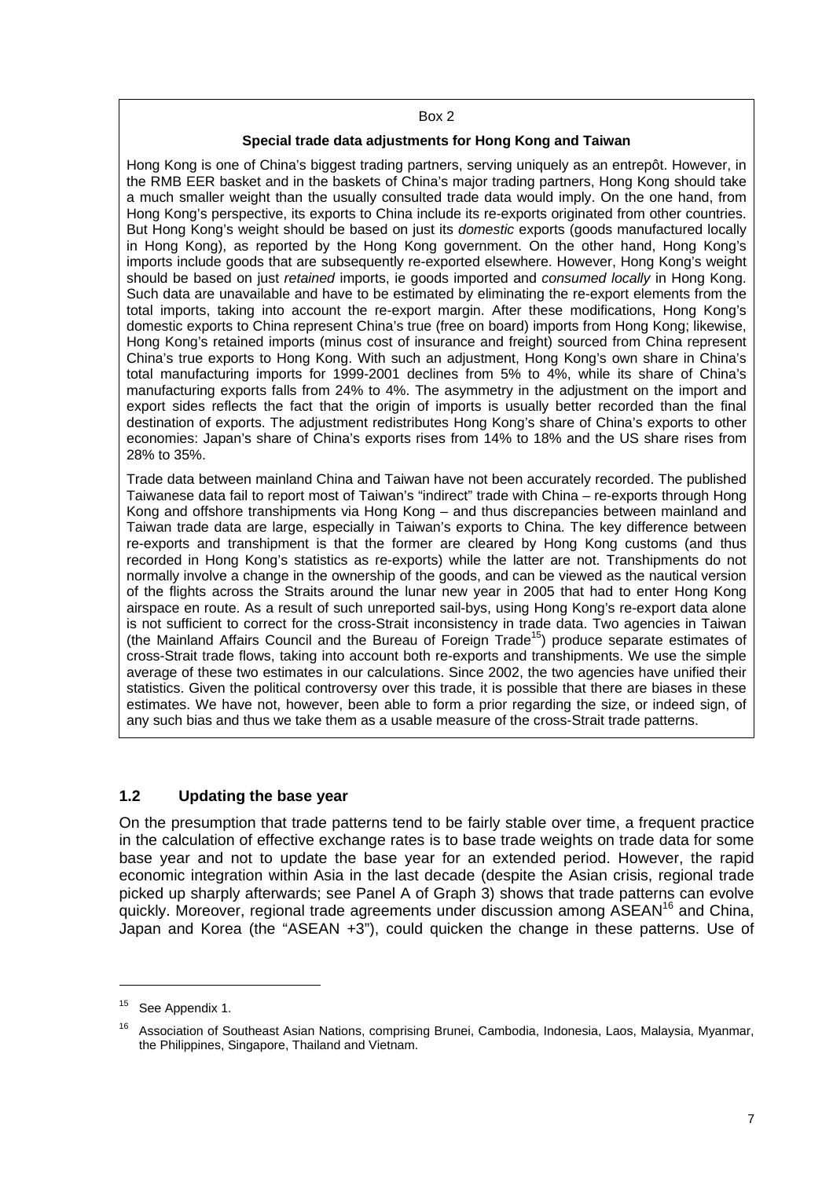Box 2

**Special trade data adjustments for Hong Kong and Taiwan**

Hong Kong is one of China's biggest trading partners, serving uniquely as an entrepôt. However, in the RMB EER basket and in the baskets of China's major trading partners, Hong Kong should take a much smaller weight than the usually consulted trade data would imply. On the one hand, from Hong Kong's perspective, its exports to China include its re-exports originated from other countries. But Hong Kong's weight should be based on just its *domestic* exports (goods manufactured locally in Hong Kong), as reported by the Hong Kong government. On the other hand, Hong Kong's imports include goods that are subsequently re-exported elsewhere. However, Hong Kong's weight should be based on just *retained* imports, ie goods imported and *consumed locally* in Hong Kong. Such data are unavailable and have to be estimated by eliminating the re-export elements from the total imports, taking into account the re-export margin. After these modifications, Hong Kong's domestic exports to China represent China's true (free on board) imports from Hong Kong; likewise, Hong Kong's retained imports (minus cost of insurance and freight) sourced from China represent China's true exports to Hong Kong. With such an adjustment, Hong Kong's own share in China's total manufacturing imports for 1999-2001 declines from 5% to 4%, while its share of China's manufacturing exports falls from 24% to 4%. The asymmetry in the adjustment on the import and export sides reflects the fact that the origin of imports is usually better recorded than the final destination of exports. The adjustment redistributes Hong Kong's share of China's exports to other economies: Japan's share of China's exports rises from 14% to 18% and the US share rises from 28% to 35%.

Trade data between mainland China and Taiwan have not been accurately recorded. The published Taiwanese data fail to report most of Taiwan's "indirect" trade with China – re-exports through Hong Kong and offshore transhipments via Hong Kong – and thus discrepancies between mainland and Taiwan trade data are large, especially in Taiwan's exports to China. The key difference between re-exports and transhipment is that the former are cleared by Hong Kong customs (and thus recorded in Hong Kong's statistics as re-exports) while the latter are not. Transhipments do not normally involve a change in the ownership of the goods, and can be viewed as the nautical version of the flights across the Straits around the lunar new year in 2005 that had to enter Hong Kong airspace en route. As a result of such unreported sail-bys, using Hong Kong's re-export data alone is not sufficient to correct for the cross-Strait inconsistency in trade data. Two agencies in Taiwan (the Mainland Affairs Council and the Bureau of Foreign Trade[15]) produce separate estimates of cross-Strait trade flows, taking into account both re-exports and transhipments. We use the simple average of these two estimates in our calculations. Since 2002, the two agencies have unified their statistics. Given the political controversy over this trade, it is possible that there are biases in these estimates. We have not, however, been able to form a prior regarding the size, or indeed sign, of any such bias and thus we take them as a usable measure of the cross-Strait trade patterns.

## 1.2 Updating the base year

On the presumption that trade patterns tend to be fairly stable over time, a frequent practice in the calculation of effective exchange rates is to base trade weights on trade data for some base year and not to update the base year for an extended period. However, the rapid economic integration within Asia in the last decade (despite the Asian crisis, regional trade picked up sharply afterwards; see Panel A of Graph 3) shows that trade patterns can evolve quickly. Moreover, regional trade agreements under discussion among ASEAN[16] and China, Japan and Korea (the "ASEAN +3"), could quicken the change in these patterns. Use of

---

[15] See Appendix 1.

[16] Association of Southeast Asian Nations, comprising Brunei, Cambodia, Indonesia, Laos, Malaysia, Myanmar, the Philippines, Singapore, Thailand and Vietnam.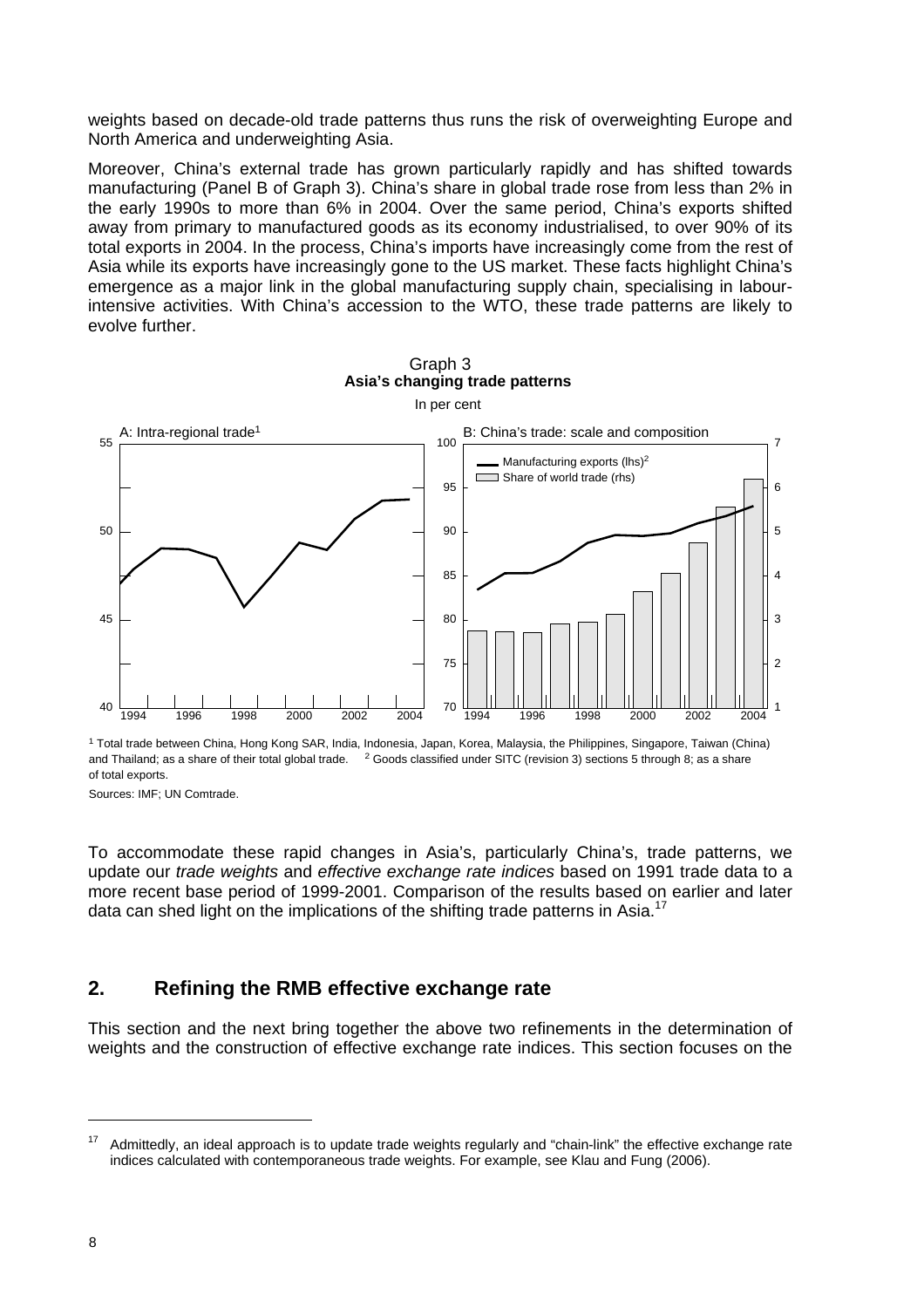weights based on decade-old trade patterns thus runs the risk of overweighting Europe and North America and underweighting Asia.

Moreover, China's external trade has grown particularly rapidly and has shifted towards manufacturing (Panel B of Graph 3). China's share in global trade rose from less than 2% in the early 1990s to more than 6% in 2004. Over the same period, China's exports shifted away from primary to manufactured goods as its economy industrialised, to over 90% of its total exports in 2004. In the process, China's imports have increasingly come from the rest of Asia while its exports have increasingly gone to the US market. These facts highlight China's emergence as a major link in the global manufacturing supply chain, specialising in labour-intensive activities. With China's accession to the WTO, these trade patterns are likely to evolve further.

Graph 3
**Asia's changing trade patterns**

In per cent

A: Intra-regional trade[1]

B: China's trade: scale and composition

Manufacturing exports (lhs)[2]
Share of world trade (rhs)

[1] Total trade between China, Hong Kong SAR, India, Indonesia, Japan, Korea, Malaysia, the Philippines, Singapore, Taiwan (China) and Thailand; as a share of their total global trade. [2] Goods classified under SITC (revision 3) sections 5 through 8; as a share of total exports.

Sources: IMF; UN Comtrade.

To accommodate these rapid changes in Asia's, particularly China's, trade patterns, we update our *trade weights* and *effective exchange rate indices* based on 1991 trade data to a more recent base period of 1999-2001. Comparison of the results based on earlier and later data can shed light on the implications of the shifting trade patterns in Asia.[17]

## 2. Refining the RMB effective exchange rate

This section and the next bring together the above two refinements in the determination of weights and the construction of effective exchange rate indices. This section focuses on the

[17] Admittedly, an ideal approach is to update trade weights regularly and "chain-link" the effective exchange rate indices calculated with contemporaneous trade weights. For example, see Klau and Fung (2006).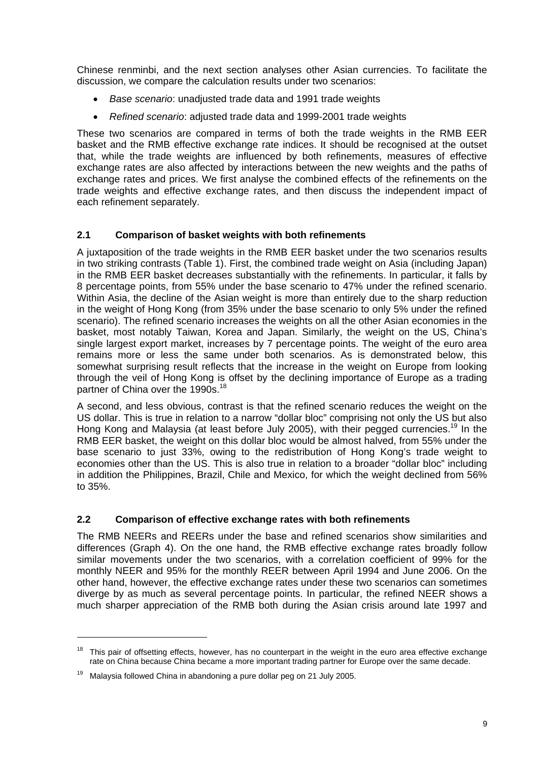Chinese renminbi, and the next section analyses other Asian currencies. To facilitate the discussion, we compare the calculation results under two scenarios:

- *Base scenario*: unadjusted trade data and 1991 trade weights
- *Refined scenario*: adjusted trade data and 1999-2001 trade weights

These two scenarios are compared in terms of both the trade weights in the RMB EER basket and the RMB effective exchange rate indices. It should be recognised at the outset that, while the trade weights are influenced by both refinements, measures of effective exchange rates are also affected by interactions between the new weights and the paths of exchange rates and prices. We first analyse the combined effects of the refinements on the trade weights and effective exchange rates, and then discuss the independent impact of each refinement separately.

### 2.1 Comparison of basket weights with both refinements

A juxtaposition of the trade weights in the RMB EER basket under the two scenarios results in two striking contrasts (Table 1). First, the combined trade weight on Asia (including Japan) in the RMB EER basket decreases substantially with the refinements. In particular, it falls by 8 percentage points, from 55% under the base scenario to 47% under the refined scenario. Within Asia, the decline of the Asian weight is more than entirely due to the sharp reduction in the weight of Hong Kong (from 35% under the base scenario to only 5% under the refined scenario). The refined scenario increases the weights on all the other Asian economies in the basket, most notably Taiwan, Korea and Japan. Similarly, the weight on the US, China's single largest export market, increases by 7 percentage points. The weight of the euro area remains more or less the same under both scenarios. As is demonstrated below, this somewhat surprising result reflects that the increase in the weight on Europe from looking through the veil of Hong Kong is offset by the declining importance of Europe as a trading partner of China over the 1990s.[18]

A second, and less obvious, contrast is that the refined scenario reduces the weight on the US dollar. This is true in relation to a narrow "dollar bloc" comprising not only the US but also Hong Kong and Malaysia (at least before July 2005), with their pegged currencies.[19] In the RMB EER basket, the weight on this dollar bloc would be almost halved, from 55% under the base scenario to just 33%, owing to the redistribution of Hong Kong's trade weight to economies other than the US. This is also true in relation to a broader "dollar bloc" including in addition the Philippines, Brazil, Chile and Mexico, for which the weight declined from 56% to 35%.

### 2.2 Comparison of effective exchange rates with both refinements

The RMB NEERs and REERs under the base and refined scenarios show similarities and differences (Graph 4). On the one hand, the RMB effective exchange rates broadly follow similar movements under the two scenarios, with a correlation coefficient of 99% for the monthly NEER and 95% for the monthly REER between April 1994 and June 2006. On the other hand, however, the effective exchange rates under these two scenarios can sometimes diverge by as much as several percentage points. In particular, the refined NEER shows a much sharper appreciation of the RMB both during the Asian crisis around late 1997 and

---

[18] This pair of offsetting effects, however, has no counterpart in the weight in the euro area effective exchange rate on China because China became a more important trading partner for Europe over the same decade.

[19] Malaysia followed China in abandoning a pure dollar peg on 21 July 2005.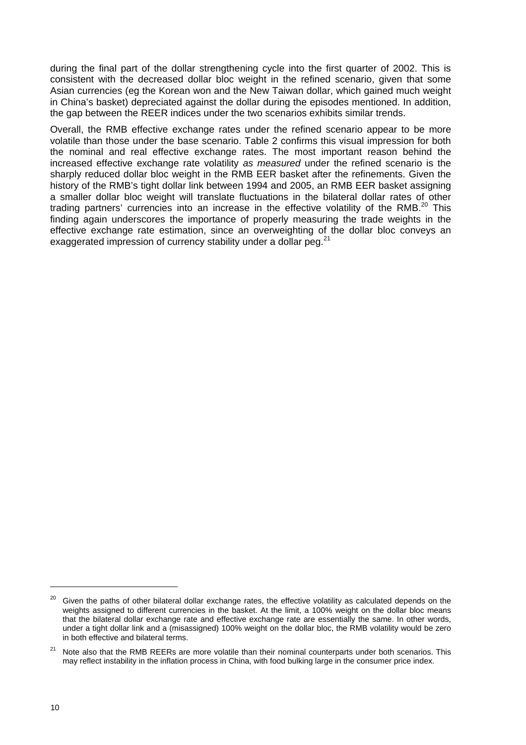during the final part of the dollar strengthening cycle into the first quarter of 2002. This is consistent with the decreased dollar bloc weight in the refined scenario, given that some Asian currencies (eg the Korean won and the New Taiwan dollar, which gained much weight in China's basket) depreciated against the dollar during the episodes mentioned. In addition, the gap between the REER indices under the two scenarios exhibits similar trends.

Overall, the RMB effective exchange rates under the refined scenario appear to be more volatile than those under the base scenario. Table 2 confirms this visual impression for both the nominal and real effective exchange rates. The most important reason behind the increased effective exchange rate volatility *as measured* under the refined scenario is the sharply reduced dollar bloc weight in the RMB EER basket after the refinements. Given the history of the RMB's tight dollar link between 1994 and 2005, an RMB EER basket assigning a smaller dollar bloc weight will translate fluctuations in the bilateral dollar rates of other trading partners' currencies into an increase in the effective volatility of the RMB.[20] This finding again underscores the importance of properly measuring the trade weights in the effective exchange rate estimation, since an overweighting of the dollar bloc conveys an exaggerated impression of currency stability under a dollar peg.[21]

---

[20] Given the paths of other bilateral dollar exchange rates, the effective volatility as calculated depends on the weights assigned to different currencies in the basket. At the limit, a 100% weight on the dollar bloc means that the bilateral dollar exchange rate and effective exchange rate are essentially the same. In other words, under a tight dollar link and a (misassigned) 100% weight on the dollar bloc, the RMB volatility would be zero in both effective and bilateral terms.

[21] Note also that the RMB REERs are more volatile than their nominal counterparts under both scenarios. This may reflect instability in the inflation process in China, with food bulking large in the consumer price index.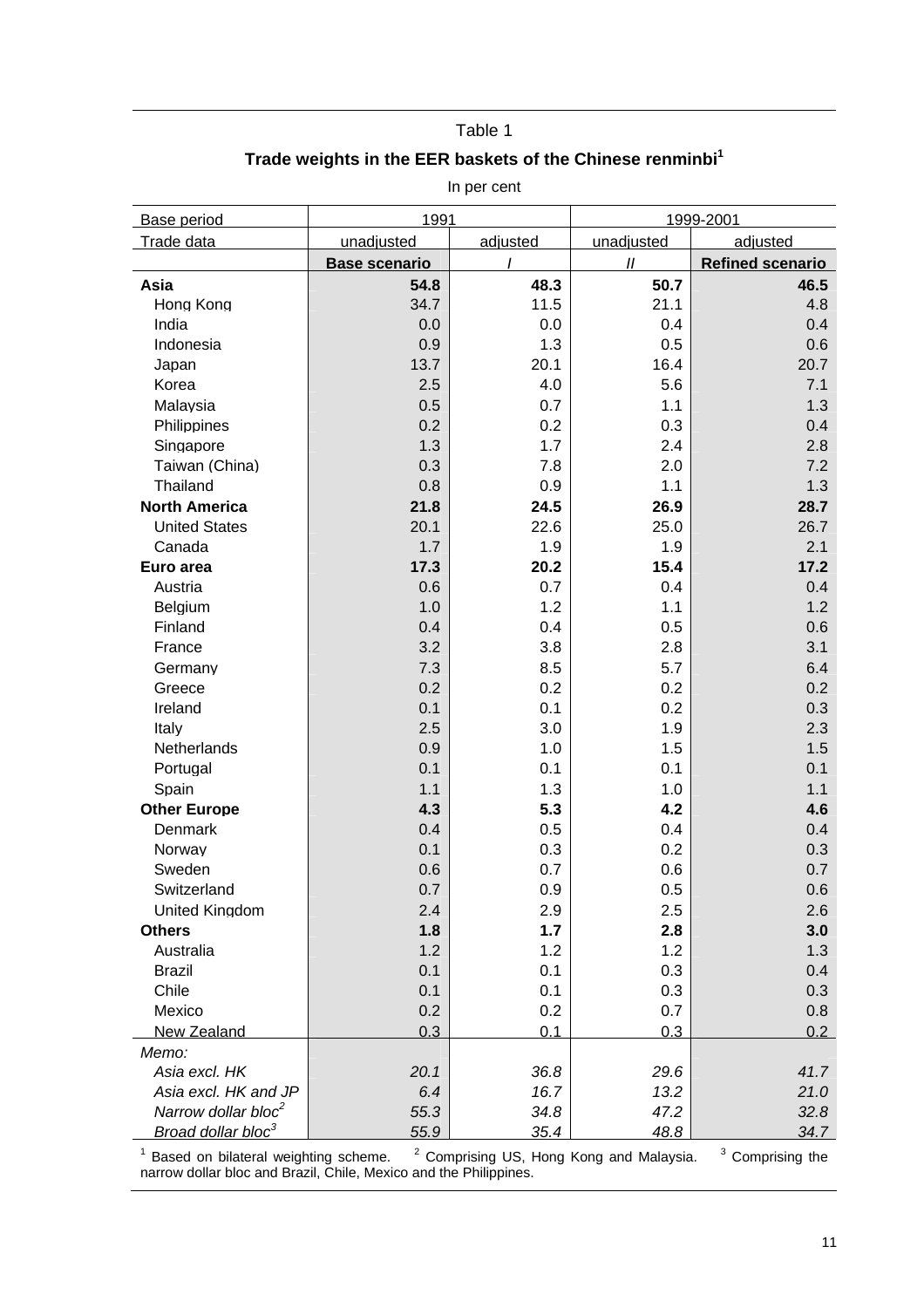Table 1

**Trade weights in the EER baskets of the Chinese renminbi[1]**

In per cent

| Base period | 1991 | | 1999-2001 | |
|---|---|---|---|---|
| Trade data | unadjusted | adjusted | unadjusted | adjusted |
| | **Base scenario** | *I* | *II* | **Refined scenario** |
| **Asia** | **54.8** | **48.3** | **50.7** | **46.5** |
| Hong Kong | 34.7 | 11.5 | 21.1 | 4.8 |
| India | 0.0 | 0.0 | 0.4 | 0.4 |
| Indonesia | 0.9 | 1.3 | 0.5 | 0.6 |
| Japan | 13.7 | 20.1 | 16.4 | 20.7 |
| Korea | 2.5 | 4.0 | 5.6 | 7.1 |
| Malaysia | 0.5 | 0.7 | 1.1 | 1.3 |
| Philippines | 0.2 | 0.2 | 0.3 | 0.4 |
| Singapore | 1.3 | 1.7 | 2.4 | 2.8 |
| Taiwan (China) | 0.3 | 7.8 | 2.0 | 7.2 |
| Thailand | 0.8 | 0.9 | 1.1 | 1.3 |
| **North America** | **21.8** | **24.5** | **26.9** | **28.7** |
| United States | 20.1 | 22.6 | 25.0 | 26.7 |
| Canada | 1.7 | 1.9 | 1.9 | 2.1 |
| **Euro area** | **17.3** | **20.2** | **15.4** | **17.2** |
| Austria | 0.6 | 0.7 | 0.4 | 0.4 |
| Belgium | 1.0 | 1.2 | 1.1 | 1.2 |
| Finland | 0.4 | 0.4 | 0.5 | 0.6 |
| France | 3.2 | 3.8 | 2.8 | 3.1 |
| Germany | 7.3 | 8.5 | 5.7 | 6.4 |
| Greece | 0.2 | 0.2 | 0.2 | 0.2 |
| Ireland | 0.1 | 0.1 | 0.2 | 0.3 |
| Italy | 2.5 | 3.0 | 1.9 | 2.3 |
| Netherlands | 0.9 | 1.0 | 1.5 | 1.5 |
| Portugal | 0.1 | 0.1 | 0.1 | 0.1 |
| Spain | 1.1 | 1.3 | 1.0 | 1.1 |
| **Other Europe** | **4.3** | **5.3** | **4.2** | **4.6** |
| Denmark | 0.4 | 0.5 | 0.4 | 0.4 |
| Norway | 0.1 | 0.3 | 0.2 | 0.3 |
| Sweden | 0.6 | 0.7 | 0.6 | 0.7 |
| Switzerland | 0.7 | 0.9 | 0.5 | 0.6 |
| United Kingdom | 2.4 | 2.9 | 2.5 | 2.6 |
| **Others** | **1.8** | **1.7** | **2.8** | **3.0** |
| Australia | 1.2 | 1.2 | 1.2 | 1.3 |
| Brazil | 0.1 | 0.1 | 0.3 | 0.4 |
| Chile | 0.1 | 0.1 | 0.3 | 0.3 |
| Mexico | 0.2 | 0.2 | 0.7 | 0.8 |
| New Zealand | 0.3 | 0.1 | 0.3 | 0.2 |
| *Memo:* | | | | |
| *Asia excl. HK* | *20.1* | *36.8* | *29.6* | *41.7* |
| *Asia excl. HK and JP* | *6.4* | *16.7* | *13.2* | *21.0* |
| *Narrow dollar bloc[2]* | *55.3* | *34.8* | *47.2* | *32.8* |
| *Broad dollar bloc[3]* | *55.9* | *35.4* | *48.8* | *34.7* |

[1] Based on bilateral weighting scheme. [2] Comprising US, Hong Kong and Malaysia. [3] Comprising the narrow dollar bloc and Brazil, Chile, Mexico and the Philippines.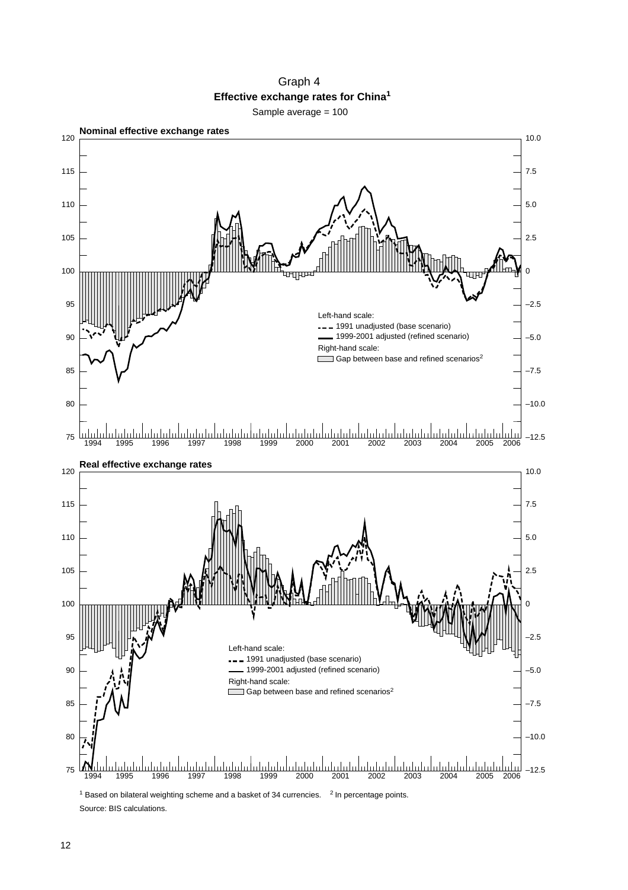Graph 4

**Effective exchange rates for China[1]**

Sample average = 100

**Nominal effective exchange rates**

Left-hand scale:
- 1991 unadjusted (base scenario)
- 1999-2001 adjusted (refined scenario)

Right-hand scale:
- Gap between base and refined scenarios[2]

**Real effective exchange rates**

Left-hand scale:
- 1991 unadjusted (base scenario)
- 1999-2001 adjusted (refined scenario)

Right-hand scale:
- Gap between base and refined scenarios[2]

[1] Based on bilateral weighting scheme and a basket of 34 currencies. [2] In percentage points.

Source: BIS calculations.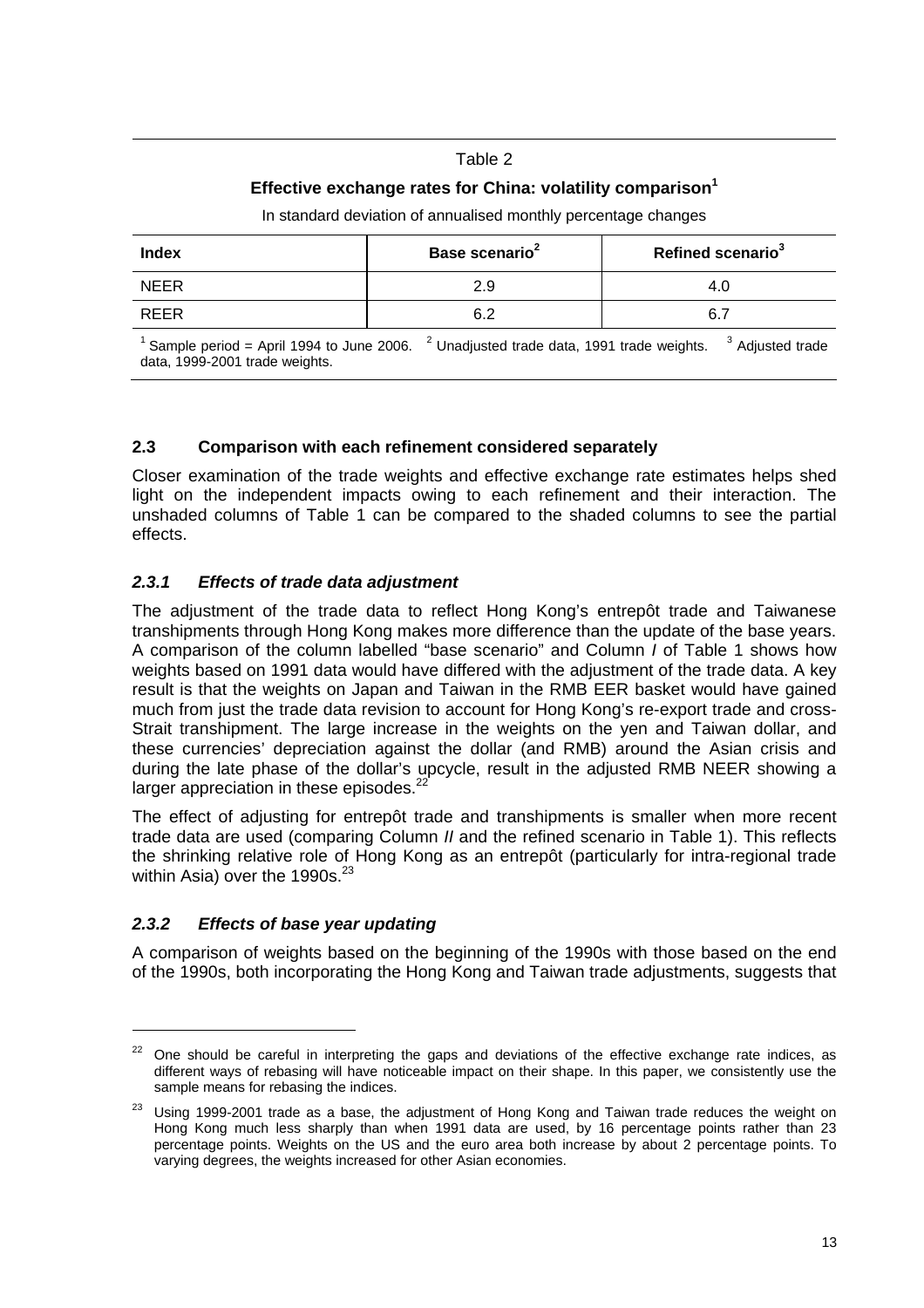Table 2

**Effective exchange rates for China: volatility comparison[1]**

In standard deviation of annualised monthly percentage changes

| Index | Base scenario[2] | Refined scenario[3] |
|---|---|---|
| NEER | 2.9 | 4.0 |
| REER | 6.2 | 6.7 |

[1] Sample period = April 1994 to June 2006. [2] Unadjusted trade data, 1991 trade weights. [3] Adjusted trade data, 1999-2001 trade weights.

### 2.3 Comparison with each refinement considered separately

Closer examination of the trade weights and effective exchange rate estimates helps shed light on the independent impacts owing to each refinement and their interaction. The unshaded columns of Table 1 can be compared to the shaded columns to see the partial effects.

#### *2.3.1 Effects of trade data adjustment*

The adjustment of the trade data to reflect Hong Kong's entrepôt trade and Taiwanese transhipments through Hong Kong makes more difference than the update of the base years. A comparison of the column labelled "base scenario" and Column *I* of Table 1 shows how weights based on 1991 data would have differed with the adjustment of the trade data. A key result is that the weights on Japan and Taiwan in the RMB EER basket would have gained much from just the trade data revision to account for Hong Kong's re-export trade and cross-Strait transhipment. The large increase in the weights on the yen and Taiwan dollar, and these currencies' depreciation against the dollar (and RMB) around the Asian crisis and during the late phase of the dollar's upcycle, result in the adjusted RMB NEER showing a larger appreciation in these episodes.[22]

The effect of adjusting for entrepôt trade and transhipments is smaller when more recent trade data are used (comparing Column *II* and the refined scenario in Table 1). This reflects the shrinking relative role of Hong Kong as an entrepôt (particularly for intra-regional trade within Asia) over the 1990s.[23]

#### *2.3.2 Effects of base year updating*

A comparison of weights based on the beginning of the 1990s with those based on the end of the 1990s, both incorporating the Hong Kong and Taiwan trade adjustments, suggests that

[22] One should be careful in interpreting the gaps and deviations of the effective exchange rate indices, as different ways of rebasing will have noticeable impact on their shape. In this paper, we consistently use the sample means for rebasing the indices.

[23] Using 1999-2001 trade as a base, the adjustment of Hong Kong and Taiwan trade reduces the weight on Hong Kong much less sharply than when 1991 data are used, by 16 percentage points rather than 23 percentage points. Weights on the US and the euro area both increase by about 2 percentage points. To varying degrees, the weights increased for other Asian economies.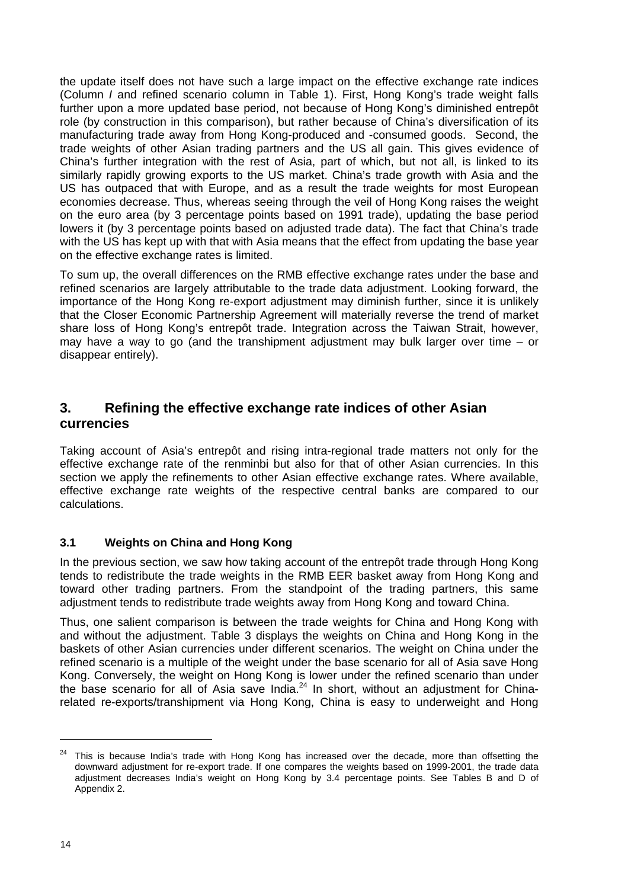the update itself does not have such a large impact on the effective exchange rate indices (Column *I* and refined scenario column in Table 1). First, Hong Kong's trade weight falls further upon a more updated base period, not because of Hong Kong's diminished entrepôt role (by construction in this comparison), but rather because of China's diversification of its manufacturing trade away from Hong Kong-produced and -consumed goods. Second, the trade weights of other Asian trading partners and the US all gain. This gives evidence of China's further integration with the rest of Asia, part of which, but not all, is linked to its similarly rapidly growing exports to the US market. China's trade growth with Asia and the US has outpaced that with Europe, and as a result the trade weights for most European economies decrease. Thus, whereas seeing through the veil of Hong Kong raises the weight on the euro area (by 3 percentage points based on 1991 trade), updating the base period lowers it (by 3 percentage points based on adjusted trade data). The fact that China's trade with the US has kept up with that with Asia means that the effect from updating the base year on the effective exchange rates is limited.

To sum up, the overall differences on the RMB effective exchange rates under the base and refined scenarios are largely attributable to the trade data adjustment. Looking forward, the importance of the Hong Kong re-export adjustment may diminish further, since it is unlikely that the Closer Economic Partnership Agreement will materially reverse the trend of market share loss of Hong Kong's entrepôt trade. Integration across the Taiwan Strait, however, may have a way to go (and the transhipment adjustment may bulk larger over time – or disappear entirely).

## 3. Refining the effective exchange rate indices of other Asian currencies

Taking account of Asia's entrepôt and rising intra-regional trade matters not only for the effective exchange rate of the renminbi but also for that of other Asian currencies. In this section we apply the refinements to other Asian effective exchange rates. Where available, effective exchange rate weights of the respective central banks are compared to our calculations.

### 3.1 Weights on China and Hong Kong

In the previous section, we saw how taking account of the entrepôt trade through Hong Kong tends to redistribute the trade weights in the RMB EER basket away from Hong Kong and toward other trading partners. From the standpoint of the trading partners, this same adjustment tends to redistribute trade weights away from Hong Kong and toward China.

Thus, one salient comparison is between the trade weights for China and Hong Kong with and without the adjustment. Table 3 displays the weights on China and Hong Kong in the baskets of other Asian currencies under different scenarios. The weight on China under the refined scenario is a multiple of the weight under the base scenario for all of Asia save Hong Kong. Conversely, the weight on Hong Kong is lower under the refined scenario than under the base scenario for all of Asia save India.[24] In short, without an adjustment for China-related re-exports/transhipment via Hong Kong, China is easy to underweight and Hong

---

[24] This is because India's trade with Hong Kong has increased over the decade, more than offsetting the downward adjustment for re-export trade. If one compares the weights based on 1999-2001, the trade data adjustment decreases India's weight on Hong Kong by 3.4 percentage points. See Tables B and D of Appendix 2.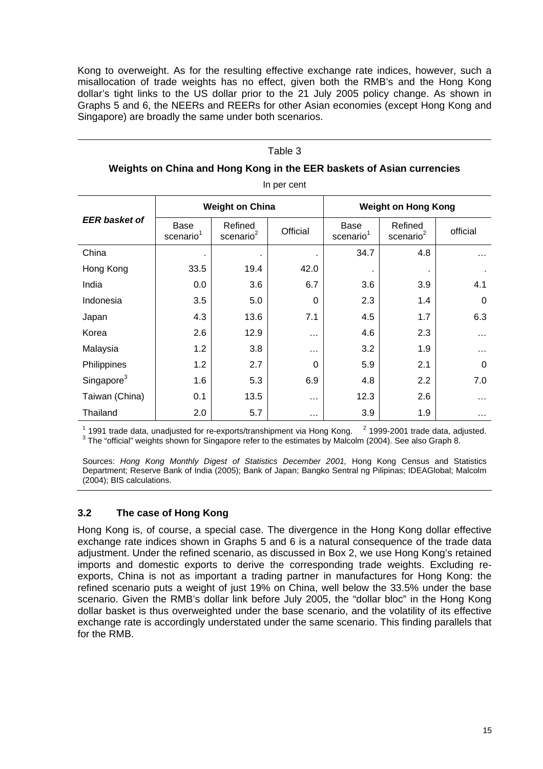Kong to overweight. As for the resulting effective exchange rate indices, however, such a misallocation of trade weights has no effect, given both the RMB's and the Hong Kong dollar's tight links to the US dollar prior to the 21 July 2005 policy change. As shown in Graphs 5 and 6, the NEERs and REERs for other Asian economies (except Hong Kong and Singapore) are broadly the same under both scenarios.

Table 3

**Weights on China and Hong Kong in the EER baskets of Asian currencies**

In per cent

| *EER basket of* | **Weight on China** | | | **Weight on Hong Kong** | | |
|---|---|---|---|---|---|---|
| | Base scenario[1] | Refined scenario[2] | Official | Base scenario[1] | Refined scenario[2] | official |
| China | . | . | . | 34.7 | 4.8 | … |
| Hong Kong | 33.5 | 19.4 | 42.0 | . | . | . |
| India | 0.0 | 3.6 | 6.7 | 3.6 | 3.9 | 4.1 |
| Indonesia | 3.5 | 5.0 | 0 | 2.3 | 1.4 | 0 |
| Japan | 4.3 | 13.6 | 7.1 | 4.5 | 1.7 | 6.3 |
| Korea | 2.6 | 12.9 | … | 4.6 | 2.3 | … |
| Malaysia | 1.2 | 3.8 | … | 3.2 | 1.9 | … |
| Philippines | 1.2 | 2.7 | 0 | 5.9 | 2.1 | 0 |
| Singapore[3] | 1.6 | 5.3 | 6.9 | 4.8 | 2.2 | 7.0 |
| Taiwan (China) | 0.1 | 13.5 | … | 12.3 | 2.6 | … |
| Thailand | 2.0 | 5.7 | … | 3.9 | 1.9 | … |

[1] 1991 trade data, unadjusted for re-exports/transhipment via Hong Kong. [2] 1999-2001 trade data, adjusted. [3] The "official" weights shown for Singapore refer to the estimates by Malcolm (2004). See also Graph 8.

Sources: *Hong Kong Monthly Digest of Statistics December 2001,* Hong Kong Census and Statistics Department; Reserve Bank of India (2005); Bank of Japan; Bangko Sentral ng Pilipinas; IDEAGlobal; Malcolm (2004); BIS calculations.

### 3.2 The case of Hong Kong

Hong Kong is, of course, a special case. The divergence in the Hong Kong dollar effective exchange rate indices shown in Graphs 5 and 6 is a natural consequence of the trade data adjustment. Under the refined scenario, as discussed in Box 2, we use Hong Kong's retained imports and domestic exports to derive the corresponding trade weights. Excluding re-exports, China is not as important a trading partner in manufactures for Hong Kong: the refined scenario puts a weight of just 19% on China, well below the 33.5% under the base scenario. Given the RMB's dollar link before July 2005, the "dollar bloc" in the Hong Kong dollar basket is thus overweighted under the base scenario, and the volatility of its effective exchange rate is accordingly understated under the same scenario. This finding parallels that for the RMB.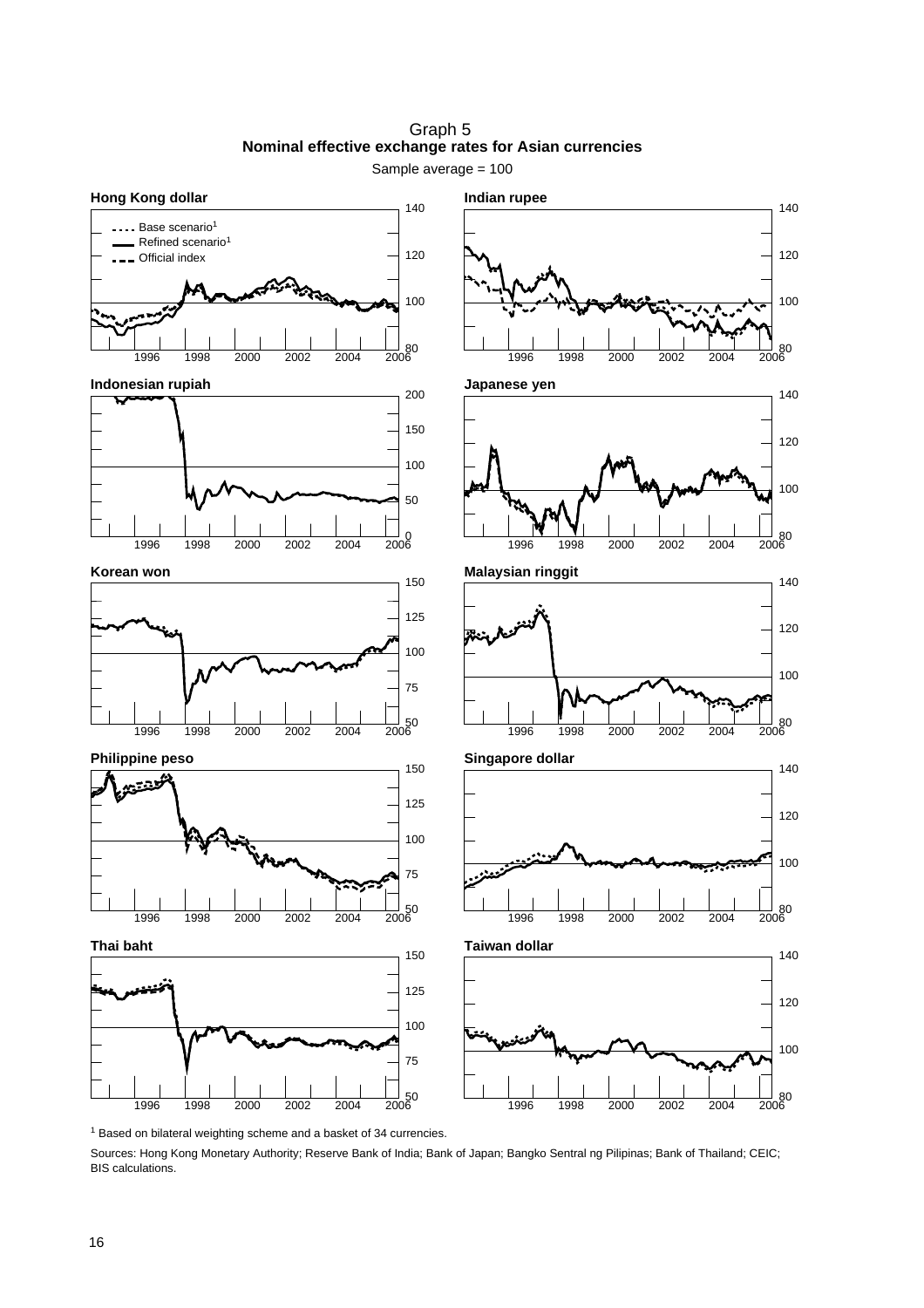Graph 5

**Nominal effective exchange rates for Asian currencies**

Sample average = 100

**Hong Kong dollar**

Base scenario[1]

Refined scenario[1]

Official index

**Indian rupee**

**Indonesian rupiah**

**Japanese yen**

**Korean won**

**Malaysian ringgit**

**Philippine peso**

**Singapore dollar**

**Thai baht**

**Taiwan dollar**

[1] Based on bilateral weighting scheme and a basket of 34 currencies.

Sources: Hong Kong Monetary Authority; Reserve Bank of India; Bank of Japan; Bangko Sentral ng Pilipinas; Bank of Thailand; CEIC; BIS calculations.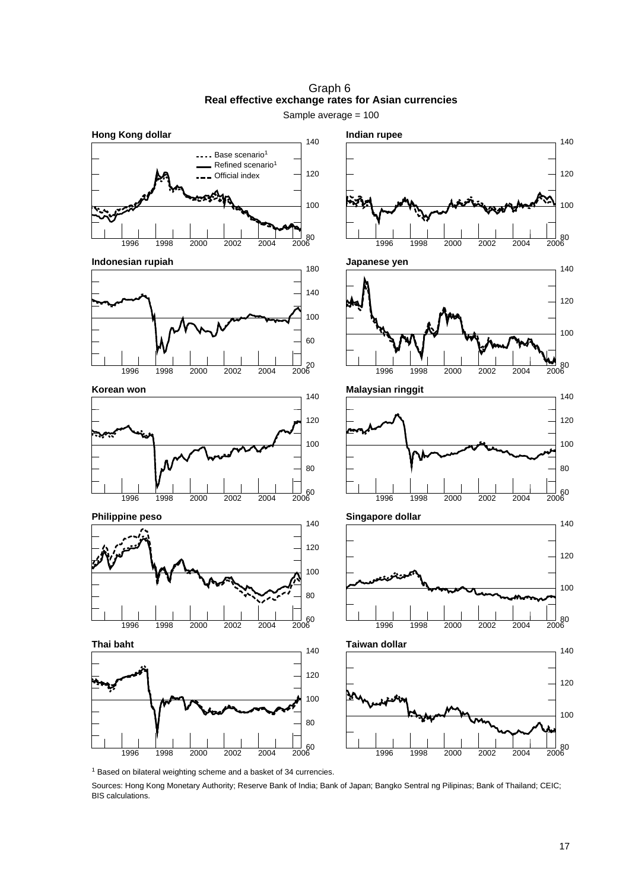Graph 6

**Real effective exchange rates for Asian currencies**

Sample average = 100

**Hong Kong dollar**

- - - Base scenario[1]
— Refined scenario[1]
– – Official index

**Indian rupee**

**Indonesian rupiah**

**Japanese yen**

**Korean won**

**Malaysian ringgit**

**Philippine peso**

**Singapore dollar**

**Thai baht**

**Taiwan dollar**

[1] Based on bilateral weighting scheme and a basket of 34 currencies.

Sources: Hong Kong Monetary Authority; Reserve Bank of India; Bank of Japan; Bangko Sentral ng Pilipinas; Bank of Thailand; CEIC; BIS calculations.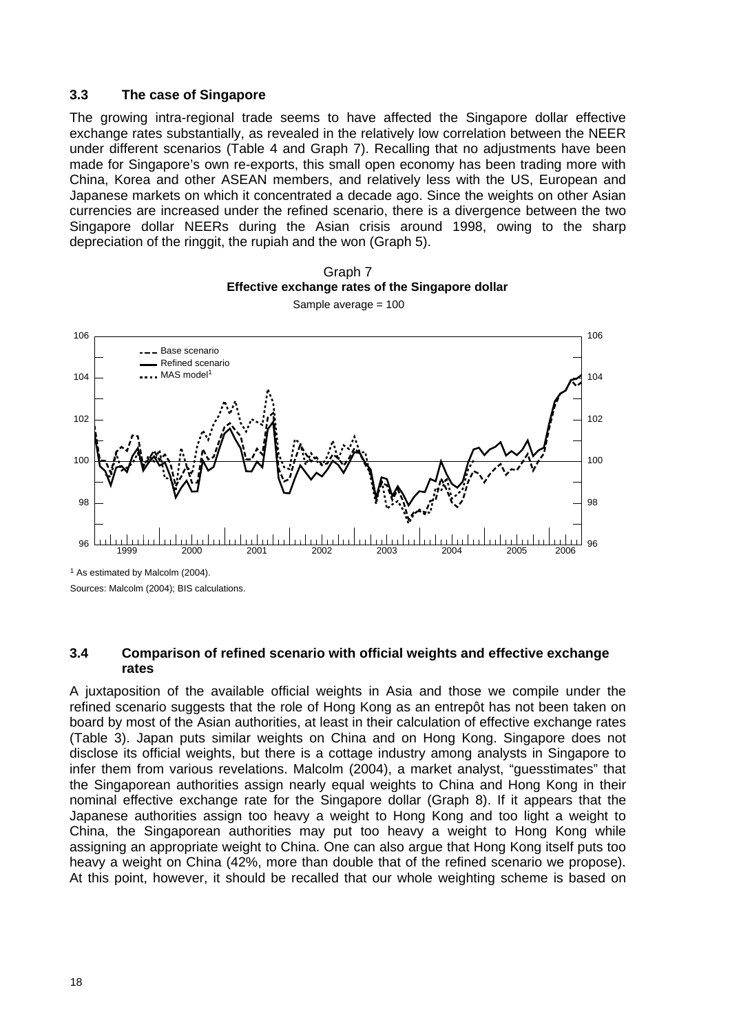### 3.3 The case of Singapore

The growing intra-regional trade seems to have affected the Singapore dollar effective exchange rates substantially, as revealed in the relatively low correlation between the NEER under different scenarios (Table 4 and Graph 7). Recalling that no adjustments have been made for Singapore's own re-exports, this small open economy has been trading more with China, Korea and other ASEAN members, and relatively less with the US, European and Japanese markets on which it concentrated a decade ago. Since the weights on other Asian currencies are increased under the refined scenario, there is a divergence between the two Singapore dollar NEERs during the Asian crisis around 1998, owing to the sharp depreciation of the ringgit, the rupiah and the won (Graph 5).

Graph 7
**Effective exchange rates of the Singapore dollar**
Sample average = 100

[1] As estimated by Malcolm (2004).

Sources: Malcolm (2004); BIS calculations.

### 3.4 Comparison of refined scenario with official weights and effective exchange rates

A juxtaposition of the available official weights in Asia and those we compile under the refined scenario suggests that the role of Hong Kong as an entrepôt has not been taken on board by most of the Asian authorities, at least in their calculation of effective exchange rates (Table 3). Japan puts similar weights on China and on Hong Kong. Singapore does not disclose its official weights, but there is a cottage industry among analysts in Singapore to infer them from various revelations. Malcolm (2004), a market analyst, "guesstimates" that the Singaporean authorities assign nearly equal weights to China and Hong Kong in their nominal effective exchange rate for the Singapore dollar (Graph 8). If it appears that the Japanese authorities assign too heavy a weight to Hong Kong and too light a weight to China, the Singaporean authorities may put too heavy a weight to Hong Kong while assigning an appropriate weight to China. One can also argue that Hong Kong itself puts too heavy a weight on China (42%, more than double that of the refined scenario we propose). At this point, however, it should be recalled that our whole weighting scheme is based on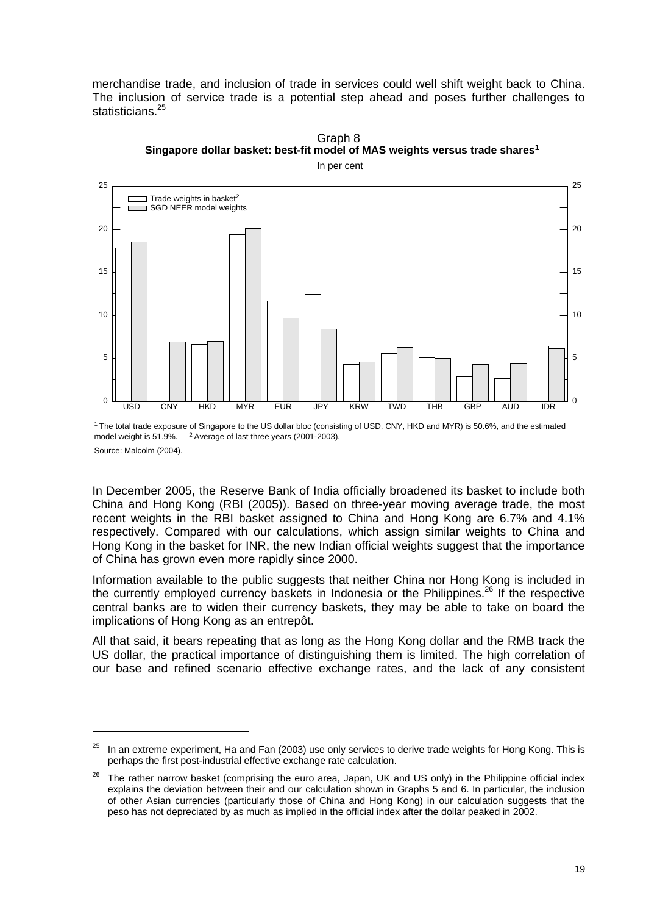merchandise trade, and inclusion of trade in services could well shift weight back to China. The inclusion of service trade is a potential step ahead and poses further challenges to statisticians.[25]

Graph 8
**Singapore dollar basket: best-fit model of MAS weights versus trade shares[1]**
In per cent

[1] The total trade exposure of Singapore to the US dollar bloc (consisting of USD, CNY, HKD and MYR) is 50.6%, and the estimated model weight is 51.9%. [2] Average of last three years (2001-2003).

Source: Malcolm (2004).

In December 2005, the Reserve Bank of India officially broadened its basket to include both China and Hong Kong (RBI (2005)). Based on three-year moving average trade, the most recent weights in the RBI basket assigned to China and Hong Kong are 6.7% and 4.1% respectively. Compared with our calculations, which assign similar weights to China and Hong Kong in the basket for INR, the new Indian official weights suggest that the importance of China has grown even more rapidly since 2000.

Information available to the public suggests that neither China nor Hong Kong is included in the currently employed currency baskets in Indonesia or the Philippines.[26] If the respective central banks are to widen their currency baskets, they may be able to take on board the implications of Hong Kong as an entrepôt.

All that said, it bears repeating that as long as the Hong Kong dollar and the RMB track the US dollar, the practical importance of distinguishing them is limited. The high correlation of our base and refined scenario effective exchange rates, and the lack of any consistent

---

[25] In an extreme experiment, Ha and Fan (2003) use only services to derive trade weights for Hong Kong. This is perhaps the first post-industrial effective exchange rate calculation.

[26] The rather narrow basket (comprising the euro area, Japan, UK and US only) in the Philippine official index explains the deviation between their and our calculation shown in Graphs 5 and 6. In particular, the inclusion of other Asian currencies (particularly those of China and Hong Kong) in our calculation suggests that the peso has not depreciated by as much as implied in the official index after the dollar peaked in 2002.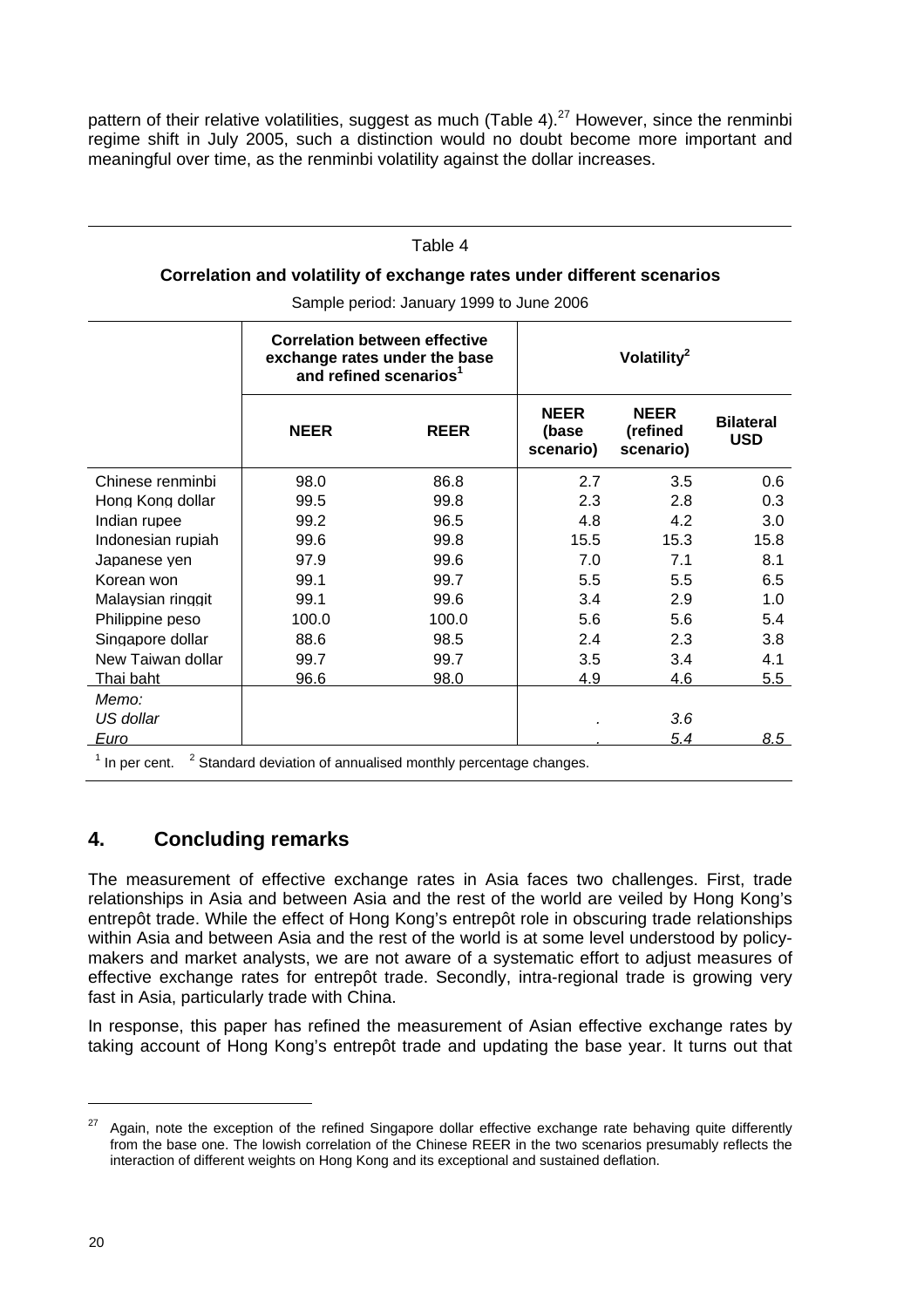pattern of their relative volatilities, suggest as much (Table 4).[27] However, since the renminbi regime shift in July 2005, such a distinction would no doubt become more important and meaningful over time, as the renminbi volatility against the dollar increases.

Table 4

**Correlation and volatility of exchange rates under different scenarios**

Sample period: January 1999 to June 2006

| | **Correlation between effective exchange rates under the base and refined scenarios**[1] | | **Volatility**[2] | | |
|---|---|---|---|---|---|
| | **NEER** | **REER** | **NEER (base scenario)** | **NEER (refined scenario)** | **Bilateral USD** |
| Chinese renminbi | 98.0 | 86.8 | 2.7 | 3.5 | 0.6 |
| Hong Kong dollar | 99.5 | 99.8 | 2.3 | 2.8 | 0.3 |
| Indian rupee | 99.2 | 96.5 | 4.8 | 4.2 | 3.0 |
| Indonesian rupiah | 99.6 | 99.8 | 15.5 | 15.3 | 15.8 |
| Japanese yen | 97.9 | 99.6 | 7.0 | 7.1 | 8.1 |
| Korean won | 99.1 | 99.7 | 5.5 | 5.5 | 6.5 |
| Malaysian ringgit | 99.1 | 99.6 | 3.4 | 2.9 | 1.0 |
| Philippine peso | 100.0 | 100.0 | 5.6 | 5.6 | 5.4 |
| Singapore dollar | 88.6 | 98.5 | 2.4 | 2.3 | 3.8 |
| New Taiwan dollar | 99.7 | 99.7 | 3.5 | 3.4 | 4.1 |
| Thai baht | 96.6 | 98.0 | 4.9 | 4.6 | 5.5 |
| *Memo:* | | | | | |
| *US dollar* | | | . | *3.6* | |
| *Euro* | | | . | *5.4* | *8.5* |

[1] In per cent. [2] Standard deviation of annualised monthly percentage changes.

## 4. Concluding remarks

The measurement of effective exchange rates in Asia faces two challenges. First, trade relationships in Asia and between Asia and the rest of the world are veiled by Hong Kong's entrepôt trade. While the effect of Hong Kong's entrepôt role in obscuring trade relationships within Asia and between Asia and the rest of the world is at some level understood by policy-makers and market analysts, we are not aware of a systematic effort to adjust measures of effective exchange rates for entrepôt trade. Secondly, intra-regional trade is growing very fast in Asia, particularly trade with China.

In response, this paper has refined the measurement of Asian effective exchange rates by taking account of Hong Kong's entrepôt trade and updating the base year. It turns out that

[27] Again, note the exception of the refined Singapore dollar effective exchange rate behaving quite differently from the base one. The lowish correlation of the Chinese REER in the two scenarios presumably reflects the interaction of different weights on Hong Kong and its exceptional and sustained deflation.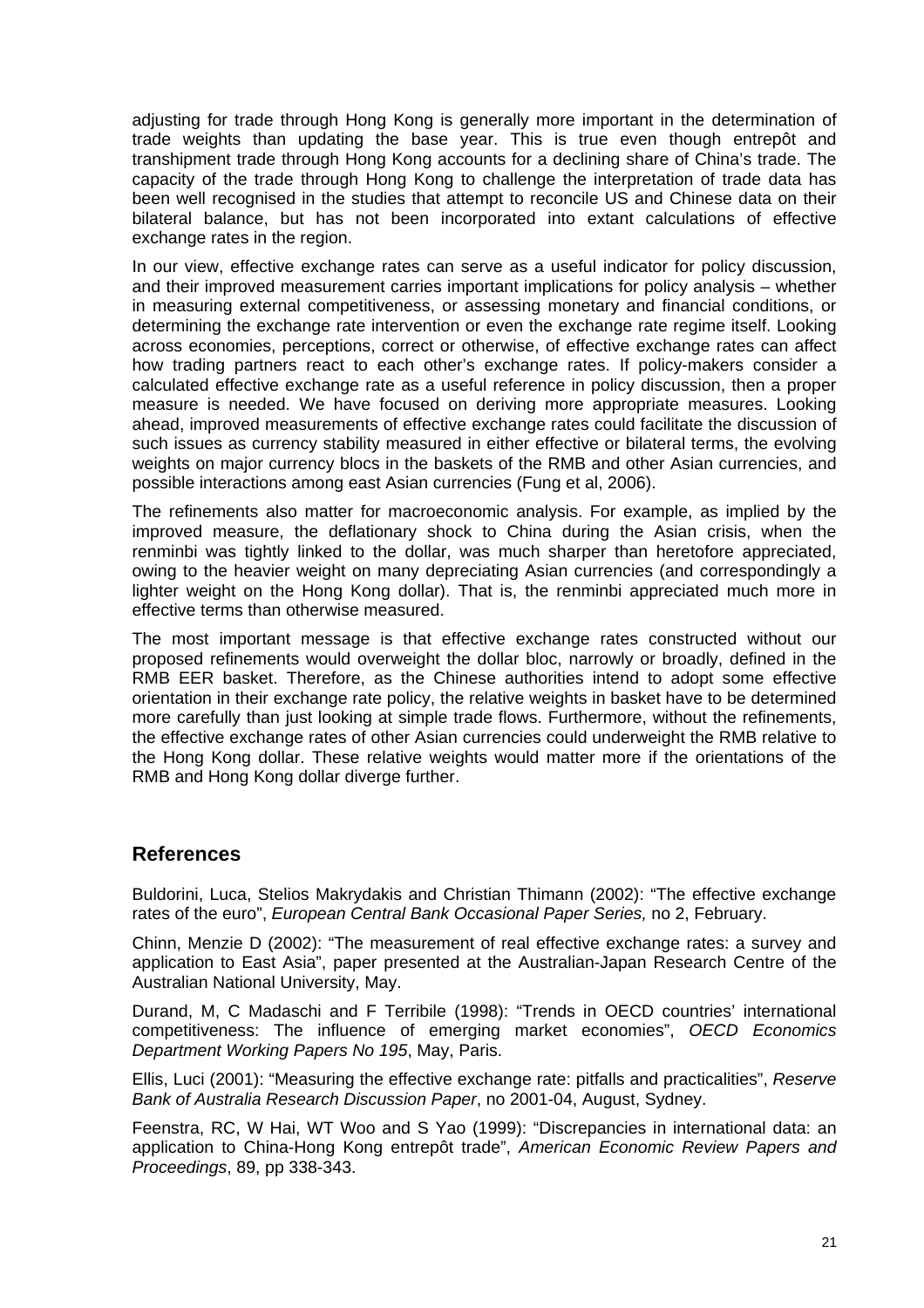adjusting for trade through Hong Kong is generally more important in the determination of trade weights than updating the base year. This is true even though entrepôt and transhipment trade through Hong Kong accounts for a declining share of China's trade. The capacity of the trade through Hong Kong to challenge the interpretation of trade data has been well recognised in the studies that attempt to reconcile US and Chinese data on their bilateral balance, but has not been incorporated into extant calculations of effective exchange rates in the region.

In our view, effective exchange rates can serve as a useful indicator for policy discussion, and their improved measurement carries important implications for policy analysis – whether in measuring external competitiveness, or assessing monetary and financial conditions, or determining the exchange rate intervention or even the exchange rate regime itself. Looking across economies, perceptions, correct or otherwise, of effective exchange rates can affect how trading partners react to each other's exchange rates. If policy-makers consider a calculated effective exchange rate as a useful reference in policy discussion, then a proper measure is needed. We have focused on deriving more appropriate measures. Looking ahead, improved measurements of effective exchange rates could facilitate the discussion of such issues as currency stability measured in either effective or bilateral terms, the evolving weights on major currency blocs in the baskets of the RMB and other Asian currencies, and possible interactions among east Asian currencies (Fung et al, 2006).

The refinements also matter for macroeconomic analysis. For example, as implied by the improved measure, the deflationary shock to China during the Asian crisis, when the renminbi was tightly linked to the dollar, was much sharper than heretofore appreciated, owing to the heavier weight on many depreciating Asian currencies (and correspondingly a lighter weight on the Hong Kong dollar). That is, the renminbi appreciated much more in effective terms than otherwise measured.

The most important message is that effective exchange rates constructed without our proposed refinements would overweight the dollar bloc, narrowly or broadly, defined in the RMB EER basket. Therefore, as the Chinese authorities intend to adopt some effective orientation in their exchange rate policy, the relative weights in basket have to be determined more carefully than just looking at simple trade flows. Furthermore, without the refinements, the effective exchange rates of other Asian currencies could underweight the RMB relative to the Hong Kong dollar. These relative weights would matter more if the orientations of the RMB and Hong Kong dollar diverge further.

## References

Buldorini, Luca, Stelios Makrydakis and Christian Thimann (2002): "The effective exchange rates of the euro", *European Central Bank Occasional Paper Series,* no 2, February.

Chinn, Menzie D (2002): "The measurement of real effective exchange rates: a survey and application to East Asia", paper presented at the Australian-Japan Research Centre of the Australian National University, May.

Durand, M, C Madaschi and F Terribile (1998): "Trends in OECD countries' international competitiveness: The influence of emerging market economies", *OECD Economics Department Working Papers No 195*, May, Paris.

Ellis, Luci (2001): "Measuring the effective exchange rate: pitfalls and practicalities", *Reserve Bank of Australia Research Discussion Paper*, no 2001-04, August, Sydney.

Feenstra, RC, W Hai, WT Woo and S Yao (1999): "Discrepancies in international data: an application to China-Hong Kong entrepôt trade", *American Economic Review Papers and Proceedings*, 89, pp 338-343.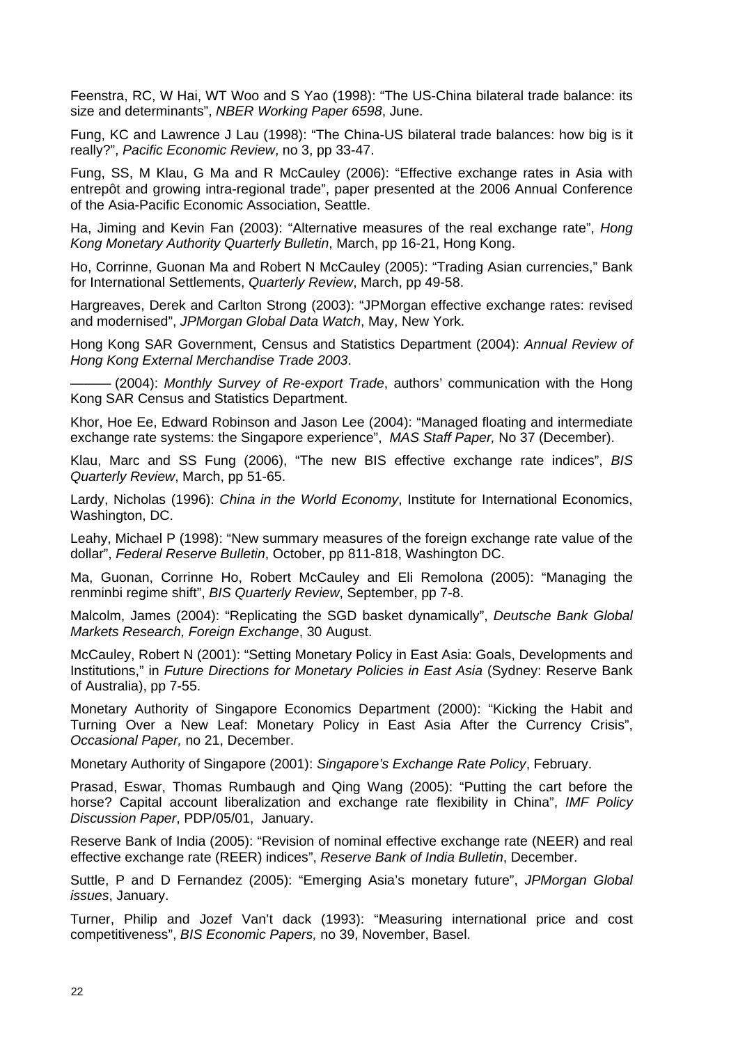Feenstra, RC, W Hai, WT Woo and S Yao (1998): "The US-China bilateral trade balance: its size and determinants", *NBER Working Paper 6598*, June.

Fung, KC and Lawrence J Lau (1998): "The China-US bilateral trade balances: how big is it really?", *Pacific Economic Review*, no 3, pp 33-47.

Fung, SS, M Klau, G Ma and R McCauley (2006): "Effective exchange rates in Asia with entrepôt and growing intra-regional trade", paper presented at the 2006 Annual Conference of the Asia-Pacific Economic Association, Seattle.

Ha, Jiming and Kevin Fan (2003): "Alternative measures of the real exchange rate", *Hong Kong Monetary Authority Quarterly Bulletin*, March, pp 16-21, Hong Kong.

Ho, Corrinne, Guonan Ma and Robert N McCauley (2005): "Trading Asian currencies," Bank for International Settlements, *Quarterly Review*, March, pp 49-58.

Hargreaves, Derek and Carlton Strong (2003): "JPMorgan effective exchange rates: revised and modernised", *JPMorgan Global Data Watch*, May, New York.

Hong Kong SAR Government, Census and Statistics Department (2004): *Annual Review of Hong Kong External Merchandise Trade 2003*.

——— (2004): *Monthly Survey of Re-export Trade*, authors' communication with the Hong Kong SAR Census and Statistics Department.

Khor, Hoe Ee, Edward Robinson and Jason Lee (2004): "Managed floating and intermediate exchange rate systems: the Singapore experience", *MAS Staff Paper,* No 37 (December).

Klau, Marc and SS Fung (2006), "The new BIS effective exchange rate indices", *BIS Quarterly Review*, March, pp 51-65.

Lardy, Nicholas (1996): *China in the World Economy*, Institute for International Economics, Washington, DC.

Leahy, Michael P (1998): "New summary measures of the foreign exchange rate value of the dollar", *Federal Reserve Bulletin*, October, pp 811-818, Washington DC.

Ma, Guonan, Corrinne Ho, Robert McCauley and Eli Remolona (2005): "Managing the renminbi regime shift", *BIS Quarterly Review*, September, pp 7-8.

Malcolm, James (2004): "Replicating the SGD basket dynamically", *Deutsche Bank Global Markets Research, Foreign Exchange*, 30 August.

McCauley, Robert N (2001): "Setting Monetary Policy in East Asia: Goals, Developments and Institutions," in *Future Directions for Monetary Policies in East Asia* (Sydney: Reserve Bank of Australia), pp 7-55.

Monetary Authority of Singapore Economics Department (2000): "Kicking the Habit and Turning Over a New Leaf: Monetary Policy in East Asia After the Currency Crisis", *Occasional Paper,* no 21, December.

Monetary Authority of Singapore (2001): *Singapore's Exchange Rate Policy*, February.

Prasad, Eswar, Thomas Rumbaugh and Qing Wang (2005): "Putting the cart before the horse? Capital account liberalization and exchange rate flexibility in China", *IMF Policy Discussion Paper*, PDP/05/01, January.

Reserve Bank of India (2005): "Revision of nominal effective exchange rate (NEER) and real effective exchange rate (REER) indices", *Reserve Bank of India Bulletin*, December.

Suttle, P and D Fernandez (2005): "Emerging Asia's monetary future", *JPMorgan Global issues*, January.

Turner, Philip and Jozef Van't dack (1993): "Measuring international price and cost competitiveness", *BIS Economic Papers,* no 39, November, Basel.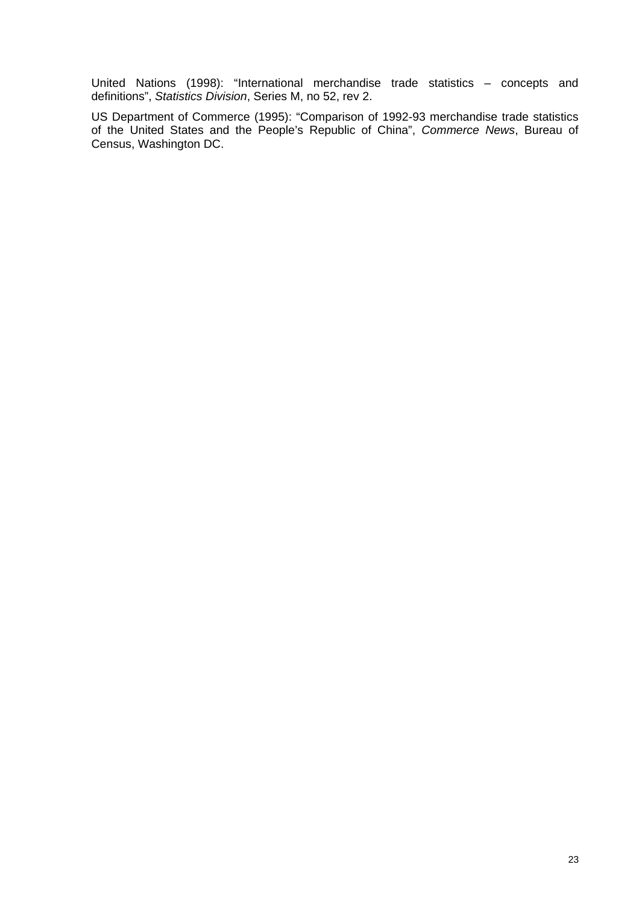United Nations (1998): "International merchandise trade statistics – concepts and definitions", *Statistics Division*, Series M, no 52, rev 2.

US Department of Commerce (1995): "Comparison of 1992-93 merchandise trade statistics of the United States and the People's Republic of China", *Commerce News*, Bureau of Census, Washington DC.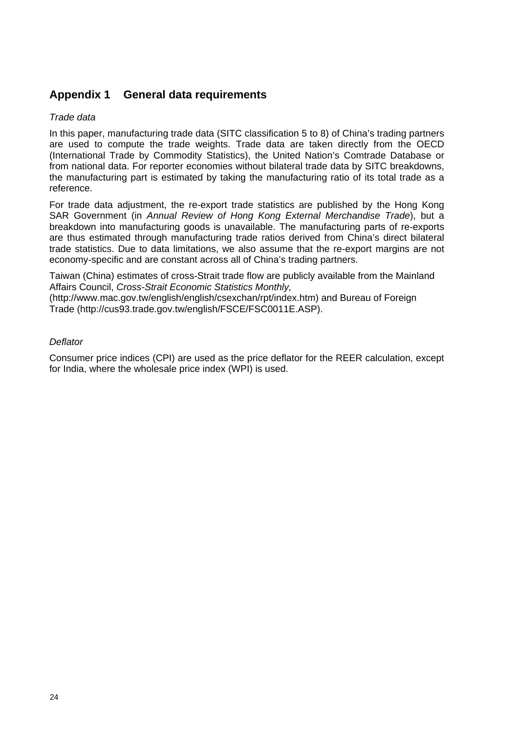## Appendix 1 General data requirements

*Trade data*

In this paper, manufacturing trade data (SITC classification 5 to 8) of China's trading partners are used to compute the trade weights. Trade data are taken directly from the OECD (International Trade by Commodity Statistics), the United Nation's Comtrade Database or from national data. For reporter economies without bilateral trade data by SITC breakdowns, the manufacturing part is estimated by taking the manufacturing ratio of its total trade as a reference.

For trade data adjustment, the re-export trade statistics are published by the Hong Kong SAR Government (in *Annual Review of Hong Kong External Merchandise Trade*), but a breakdown into manufacturing goods is unavailable. The manufacturing parts of re-exports are thus estimated through manufacturing trade ratios derived from China's direct bilateral trade statistics. Due to data limitations, we also assume that the re-export margins are not economy-specific and are constant across all of China's trading partners.

Taiwan (China) estimates of cross-Strait trade flow are publicly available from the Mainland Affairs Council, *Cross-Strait Economic Statistics Monthly,* (http://www.mac.gov.tw/english/english/csexchan/rpt/index.htm) and Bureau of Foreign Trade (http://cus93.trade.gov.tw/english/FSCE/FSC0011E.ASP).

*Deflator*

Consumer price indices (CPI) are used as the price deflator for the REER calculation, except for India, where the wholesale price index (WPI) is used.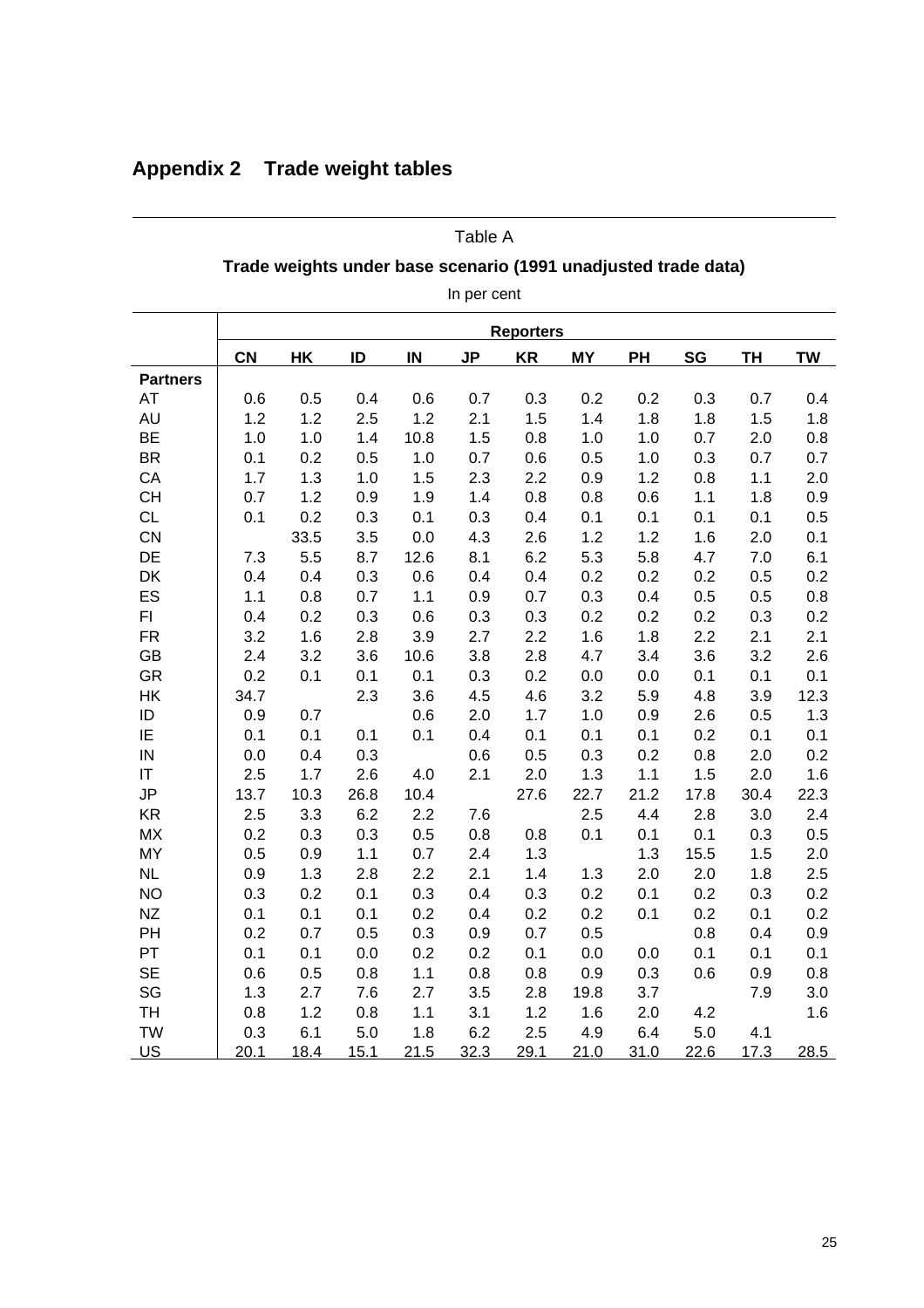## Appendix 2 Trade weight tables

Table A

**Trade weights under base scenario (1991 unadjusted trade data)**

In per cent

| | Reporters | | | | | | | | | | |
|---|---|---|---|---|---|---|---|---|---|---|---|
| | **CN** | **HK** | **ID** | **IN** | **JP** | **KR** | **MY** | **PH** | **SG** | **TH** | **TW** |
| **Partners** | | | | | | | | | | | |
| AT | 0.6 | 0.5 | 0.4 | 0.6 | 0.7 | 0.3 | 0.2 | 0.2 | 0.3 | 0.7 | 0.4 |
| AU | 1.2 | 1.2 | 2.5 | 1.2 | 2.1 | 1.5 | 1.4 | 1.8 | 1.8 | 1.5 | 1.8 |
| BE | 1.0 | 1.0 | 1.4 | 10.8 | 1.5 | 0.8 | 1.0 | 1.0 | 0.7 | 2.0 | 0.8 |
| BR | 0.1 | 0.2 | 0.5 | 1.0 | 0.7 | 0.6 | 0.5 | 1.0 | 0.3 | 0.7 | 0.7 |
| CA | 1.7 | 1.3 | 1.0 | 1.5 | 2.3 | 2.2 | 0.9 | 1.2 | 0.8 | 1.1 | 2.0 |
| CH | 0.7 | 1.2 | 0.9 | 1.9 | 1.4 | 0.8 | 0.8 | 0.6 | 1.1 | 1.8 | 0.9 |
| CL | 0.1 | 0.2 | 0.3 | 0.1 | 0.3 | 0.4 | 0.1 | 0.1 | 0.1 | 0.1 | 0.5 |
| CN | | 33.5 | 3.5 | 0.0 | 4.3 | 2.6 | 1.2 | 1.2 | 1.6 | 2.0 | 0.1 |
| DE | 7.3 | 5.5 | 8.7 | 12.6 | 8.1 | 6.2 | 5.3 | 5.8 | 4.7 | 7.0 | 6.1 |
| DK | 0.4 | 0.4 | 0.3 | 0.6 | 0.4 | 0.4 | 0.2 | 0.2 | 0.2 | 0.5 | 0.2 |
| ES | 1.1 | 0.8 | 0.7 | 1.1 | 0.9 | 0.7 | 0.3 | 0.4 | 0.5 | 0.5 | 0.8 |
| FI | 0.4 | 0.2 | 0.3 | 0.6 | 0.3 | 0.3 | 0.2 | 0.2 | 0.2 | 0.3 | 0.2 |
| FR | 3.2 | 1.6 | 2.8 | 3.9 | 2.7 | 2.2 | 1.6 | 1.8 | 2.2 | 2.1 | 2.1 |
| GB | 2.4 | 3.2 | 3.6 | 10.6 | 3.8 | 2.8 | 4.7 | 3.4 | 3.6 | 3.2 | 2.6 |
| GR | 0.2 | 0.1 | 0.1 | 0.1 | 0.3 | 0.2 | 0.0 | 0.0 | 0.1 | 0.1 | 0.1 |
| HK | 34.7 | | 2.3 | 3.6 | 4.5 | 4.6 | 3.2 | 5.9 | 4.8 | 3.9 | 12.3 |
| ID | 0.9 | 0.7 | | 0.6 | 2.0 | 1.7 | 1.0 | 0.9 | 2.6 | 0.5 | 1.3 |
| IE | 0.1 | 0.1 | 0.1 | 0.1 | 0.4 | 0.1 | 0.1 | 0.1 | 0.2 | 0.1 | 0.1 |
| IN | 0.0 | 0.4 | 0.3 | | 0.6 | 0.5 | 0.3 | 0.2 | 0.8 | 2.0 | 0.2 |
| IT | 2.5 | 1.7 | 2.6 | 4.0 | 2.1 | 2.0 | 1.3 | 1.1 | 1.5 | 2.0 | 1.6 |
| JP | 13.7 | 10.3 | 26.8 | 10.4 | | 27.6 | 22.7 | 21.2 | 17.8 | 30.4 | 22.3 |
| KR | 2.5 | 3.3 | 6.2 | 2.2 | 7.6 | | 2.5 | 4.4 | 2.8 | 3.0 | 2.4 |
| MX | 0.2 | 0.3 | 0.3 | 0.5 | 0.8 | 0.8 | 0.1 | 0.1 | 0.1 | 0.3 | 0.5 |
| MY | 0.5 | 0.9 | 1.1 | 0.7 | 2.4 | 1.3 | | 1.3 | 15.5 | 1.5 | 2.0 |
| NL | 0.9 | 1.3 | 2.8 | 2.2 | 2.1 | 1.4 | 1.3 | 2.0 | 2.0 | 1.8 | 2.5 |
| NO | 0.3 | 0.2 | 0.1 | 0.3 | 0.4 | 0.3 | 0.2 | 0.1 | 0.2 | 0.3 | 0.2 |
| NZ | 0.1 | 0.1 | 0.1 | 0.2 | 0.4 | 0.2 | 0.2 | 0.1 | 0.2 | 0.1 | 0.2 |
| PH | 0.2 | 0.7 | 0.5 | 0.3 | 0.9 | 0.7 | 0.5 | | 0.8 | 0.4 | 0.9 |
| PT | 0.1 | 0.1 | 0.0 | 0.2 | 0.2 | 0.1 | 0.0 | 0.0 | 0.1 | 0.1 | 0.1 |
| SE | 0.6 | 0.5 | 0.8 | 1.1 | 0.8 | 0.8 | 0.9 | 0.3 | 0.6 | 0.9 | 0.8 |
| SG | 1.3 | 2.7 | 7.6 | 2.7 | 3.5 | 2.8 | 19.8 | 3.7 | | 7.9 | 3.0 |
| TH | 0.8 | 1.2 | 0.8 | 1.1 | 3.1 | 1.2 | 1.6 | 2.0 | 4.2 | | 1.6 |
| TW | 0.3 | 6.1 | 5.0 | 1.8 | 6.2 | 2.5 | 4.9 | 6.4 | 5.0 | 4.1 | |
| US | 20.1 | 18.4 | 15.1 | 21.5 | 32.3 | 29.1 | 21.0 | 31.0 | 22.6 | 17.3 | 28.5 |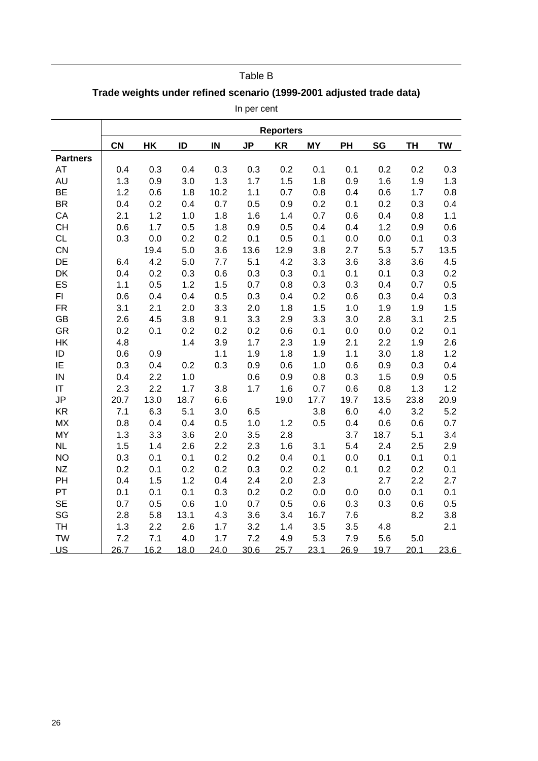Table B

**Trade weights under refined scenario (1999-2001 adjusted trade data)**

In per cent

| | Reporters | | | | | | | | | | |
|---|---|---|---|---|---|---|---|---|---|---|---|
| | **CN** | **HK** | **ID** | **IN** | **JP** | **KR** | **MY** | **PH** | **SG** | **TH** | **TW** |
| **Partners** | | | | | | | | | | | |
| AT | 0.4 | 0.3 | 0.4 | 0.3 | 0.3 | 0.2 | 0.1 | 0.1 | 0.2 | 0.2 | 0.3 |
| AU | 1.3 | 0.9 | 3.0 | 1.3 | 1.7 | 1.5 | 1.8 | 0.9 | 1.6 | 1.9 | 1.3 |
| BE | 1.2 | 0.6 | 1.8 | 10.2 | 1.1 | 0.7 | 0.8 | 0.4 | 0.6 | 1.7 | 0.8 |
| BR | 0.4 | 0.2 | 0.4 | 0.7 | 0.5 | 0.9 | 0.2 | 0.1 | 0.2 | 0.3 | 0.4 |
| CA | 2.1 | 1.2 | 1.0 | 1.8 | 1.6 | 1.4 | 0.7 | 0.6 | 0.4 | 0.8 | 1.1 |
| CH | 0.6 | 1.7 | 0.5 | 1.8 | 0.9 | 0.5 | 0.4 | 0.4 | 1.2 | 0.9 | 0.6 |
| CL | 0.3 | 0.0 | 0.2 | 0.2 | 0.1 | 0.5 | 0.1 | 0.0 | 0.0 | 0.1 | 0.3 |
| CN | | 19.4 | 5.0 | 3.6 | 13.6 | 12.9 | 3.8 | 2.7 | 5.3 | 5.7 | 13.5 |
| DE | 6.4 | 4.2 | 5.0 | 7.7 | 5.1 | 4.2 | 3.3 | 3.6 | 3.8 | 3.6 | 4.5 |
| DK | 0.4 | 0.2 | 0.3 | 0.6 | 0.3 | 0.3 | 0.1 | 0.1 | 0.1 | 0.3 | 0.2 |
| ES | 1.1 | 0.5 | 1.2 | 1.5 | 0.7 | 0.8 | 0.3 | 0.3 | 0.4 | 0.7 | 0.5 |
| FI | 0.6 | 0.4 | 0.4 | 0.5 | 0.3 | 0.4 | 0.2 | 0.6 | 0.3 | 0.4 | 0.3 |
| FR | 3.1 | 2.1 | 2.0 | 3.3 | 2.0 | 1.8 | 1.5 | 1.0 | 1.9 | 1.9 | 1.5 |
| GB | 2.6 | 4.5 | 3.8 | 9.1 | 3.3 | 2.9 | 3.3 | 3.0 | 2.8 | 3.1 | 2.5 |
| GR | 0.2 | 0.1 | 0.2 | 0.2 | 0.2 | 0.6 | 0.1 | 0.0 | 0.0 | 0.2 | 0.1 |
| HK | 4.8 | | 1.4 | 3.9 | 1.7 | 2.3 | 1.9 | 2.1 | 2.2 | 1.9 | 2.6 |
| ID | 0.6 | 0.9 | | 1.1 | 1.9 | 1.8 | 1.9 | 1.1 | 3.0 | 1.8 | 1.2 |
| IE | 0.3 | 0.4 | 0.2 | 0.3 | 0.9 | 0.6 | 1.0 | 0.6 | 0.9 | 0.3 | 0.4 |
| IN | 0.4 | 2.2 | 1.0 | | 0.6 | 0.9 | 0.8 | 0.3 | 1.5 | 0.9 | 0.5 |
| IT | 2.3 | 2.2 | 1.7 | 3.8 | 1.7 | 1.6 | 0.7 | 0.6 | 0.8 | 1.3 | 1.2 |
| JP | 20.7 | 13.0 | 18.7 | 6.6 | | 19.0 | 17.7 | 19.7 | 13.5 | 23.8 | 20.9 |
| KR | 7.1 | 6.3 | 5.1 | 3.0 | 6.5 | | 3.8 | 6.0 | 4.0 | 3.2 | 5.2 |
| MX | 0.8 | 0.4 | 0.4 | 0.5 | 1.0 | 1.2 | 0.5 | 0.4 | 0.6 | 0.6 | 0.7 |
| MY | 1.3 | 3.3 | 3.6 | 2.0 | 3.5 | 2.8 | | 3.7 | 18.7 | 5.1 | 3.4 |
| NL | 1.5 | 1.4 | 2.6 | 2.2 | 2.3 | 1.6 | 3.1 | 5.4 | 2.4 | 2.5 | 2.9 |
| NO | 0.3 | 0.1 | 0.1 | 0.2 | 0.2 | 0.4 | 0.1 | 0.0 | 0.1 | 0.1 | 0.1 |
| NZ | 0.2 | 0.1 | 0.2 | 0.2 | 0.3 | 0.2 | 0.2 | 0.1 | 0.2 | 0.2 | 0.1 |
| PH | 0.4 | 1.5 | 1.2 | 0.4 | 2.4 | 2.0 | 2.3 | | 2.7 | 2.2 | 2.7 |
| PT | 0.1 | 0.1 | 0.1 | 0.3 | 0.2 | 0.2 | 0.0 | 0.0 | 0.0 | 0.1 | 0.1 |
| SE | 0.7 | 0.5 | 0.6 | 1.0 | 0.7 | 0.5 | 0.6 | 0.3 | 0.3 | 0.6 | 0.5 |
| SG | 2.8 | 5.8 | 13.1 | 4.3 | 3.6 | 3.4 | 16.7 | 7.6 | | 8.2 | 3.8 |
| TH | 1.3 | 2.2 | 2.6 | 1.7 | 3.2 | 1.4 | 3.5 | 3.5 | 4.8 | | 2.1 |
| TW | 7.2 | 7.1 | 4.0 | 1.7 | 7.2 | 4.9 | 5.3 | 7.9 | 5.6 | 5.0 | |
| US | 26.7 | 16.2 | 18.0 | 24.0 | 30.6 | 25.7 | 23.1 | 26.9 | 19.7 | 20.1 | 23.6 |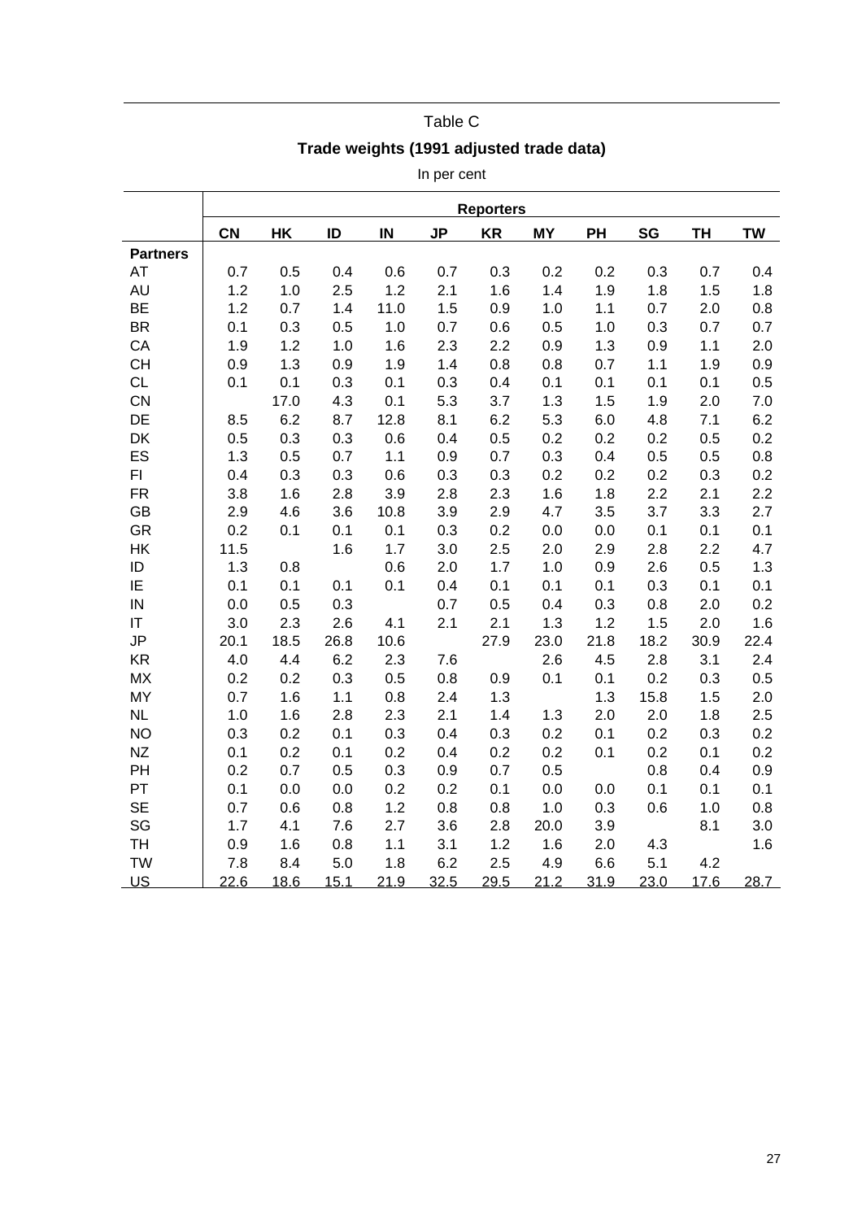Table C

**Trade weights (1991 adjusted trade data)**

In per cent

| | Reporters | | | | | | | | | | |
|---|---|---|---|---|---|---|---|---|---|---|---|
| | **CN** | **HK** | **ID** | **IN** | **JP** | **KR** | **MY** | **PH** | **SG** | **TH** | **TW** |
| **Partners** | | | | | | | | | | | |
| AT | 0.7 | 0.5 | 0.4 | 0.6 | 0.7 | 0.3 | 0.2 | 0.2 | 0.3 | 0.7 | 0.4 |
| AU | 1.2 | 1.0 | 2.5 | 1.2 | 2.1 | 1.6 | 1.4 | 1.9 | 1.8 | 1.5 | 1.8 |
| BE | 1.2 | 0.7 | 1.4 | 11.0 | 1.5 | 0.9 | 1.0 | 1.1 | 0.7 | 2.0 | 0.8 |
| BR | 0.1 | 0.3 | 0.5 | 1.0 | 0.7 | 0.6 | 0.5 | 1.0 | 0.3 | 0.7 | 0.7 |
| CA | 1.9 | 1.2 | 1.0 | 1.6 | 2.3 | 2.2 | 0.9 | 1.3 | 0.9 | 1.1 | 2.0 |
| CH | 0.9 | 1.3 | 0.9 | 1.9 | 1.4 | 0.8 | 0.8 | 0.7 | 1.1 | 1.9 | 0.9 |
| CL | 0.1 | 0.1 | 0.3 | 0.1 | 0.3 | 0.4 | 0.1 | 0.1 | 0.1 | 0.1 | 0.5 |
| CN | | 17.0 | 4.3 | 0.1 | 5.3 | 3.7 | 1.3 | 1.5 | 1.9 | 2.0 | 7.0 |
| DE | 8.5 | 6.2 | 8.7 | 12.8 | 8.1 | 6.2 | 5.3 | 6.0 | 4.8 | 7.1 | 6.2 |
| DK | 0.5 | 0.3 | 0.3 | 0.6 | 0.4 | 0.5 | 0.2 | 0.2 | 0.2 | 0.5 | 0.2 |
| ES | 1.3 | 0.5 | 0.7 | 1.1 | 0.9 | 0.7 | 0.3 | 0.4 | 0.5 | 0.5 | 0.8 |
| FI | 0.4 | 0.3 | 0.3 | 0.6 | 0.3 | 0.3 | 0.2 | 0.2 | 0.2 | 0.3 | 0.2 |
| FR | 3.8 | 1.6 | 2.8 | 3.9 | 2.8 | 2.3 | 1.6 | 1.8 | 2.2 | 2.1 | 2.2 |
| GB | 2.9 | 4.6 | 3.6 | 10.8 | 3.9 | 2.9 | 4.7 | 3.5 | 3.7 | 3.3 | 2.7 |
| GR | 0.2 | 0.1 | 0.1 | 0.1 | 0.3 | 0.2 | 0.0 | 0.0 | 0.1 | 0.1 | 0.1 |
| HK | 11.5 | | 1.6 | 1.7 | 3.0 | 2.5 | 2.0 | 2.9 | 2.8 | 2.2 | 4.7 |
| ID | 1.3 | 0.8 | | 0.6 | 2.0 | 1.7 | 1.0 | 0.9 | 2.6 | 0.5 | 1.3 |
| IE | 0.1 | 0.1 | 0.1 | 0.1 | 0.4 | 0.1 | 0.1 | 0.1 | 0.3 | 0.1 | 0.1 |
| IN | 0.0 | 0.5 | 0.3 | | 0.7 | 0.5 | 0.4 | 0.3 | 0.8 | 2.0 | 0.2 |
| IT | 3.0 | 2.3 | 2.6 | 4.1 | 2.1 | 2.1 | 1.3 | 1.2 | 1.5 | 2.0 | 1.6 |
| JP | 20.1 | 18.5 | 26.8 | 10.6 | | 27.9 | 23.0 | 21.8 | 18.2 | 30.9 | 22.4 |
| KR | 4.0 | 4.4 | 6.2 | 2.3 | 7.6 | | 2.6 | 4.5 | 2.8 | 3.1 | 2.4 |
| MX | 0.2 | 0.2 | 0.3 | 0.5 | 0.8 | 0.9 | 0.1 | 0.1 | 0.2 | 0.3 | 0.5 |
| MY | 0.7 | 1.6 | 1.1 | 0.8 | 2.4 | 1.3 | | 1.3 | 15.8 | 1.5 | 2.0 |
| NL | 1.0 | 1.6 | 2.8 | 2.3 | 2.1 | 1.4 | 1.3 | 2.0 | 2.0 | 1.8 | 2.5 |
| NO | 0.3 | 0.2 | 0.1 | 0.3 | 0.4 | 0.3 | 0.2 | 0.1 | 0.2 | 0.3 | 0.2 |
| NZ | 0.1 | 0.2 | 0.1 | 0.2 | 0.4 | 0.2 | 0.2 | 0.1 | 0.2 | 0.1 | 0.2 |
| PH | 0.2 | 0.7 | 0.5 | 0.3 | 0.9 | 0.7 | 0.5 | | 0.8 | 0.4 | 0.9 |
| PT | 0.1 | 0.0 | 0.0 | 0.2 | 0.2 | 0.1 | 0.0 | 0.0 | 0.1 | 0.1 | 0.1 |
| SE | 0.7 | 0.6 | 0.8 | 1.2 | 0.8 | 0.8 | 1.0 | 0.3 | 0.6 | 1.0 | 0.8 |
| SG | 1.7 | 4.1 | 7.6 | 2.7 | 3.6 | 2.8 | 20.0 | 3.9 | | 8.1 | 3.0 |
| TH | 0.9 | 1.6 | 0.8 | 1.1 | 3.1 | 1.2 | 1.6 | 2.0 | 4.3 | | 1.6 |
| TW | 7.8 | 8.4 | 5.0 | 1.8 | 6.2 | 2.5 | 4.9 | 6.6 | 5.1 | 4.2 | |
| US | 22.6 | 18.6 | 15.1 | 21.9 | 32.5 | 29.5 | 21.2 | 31.9 | 23.0 | 17.6 | 28.7 |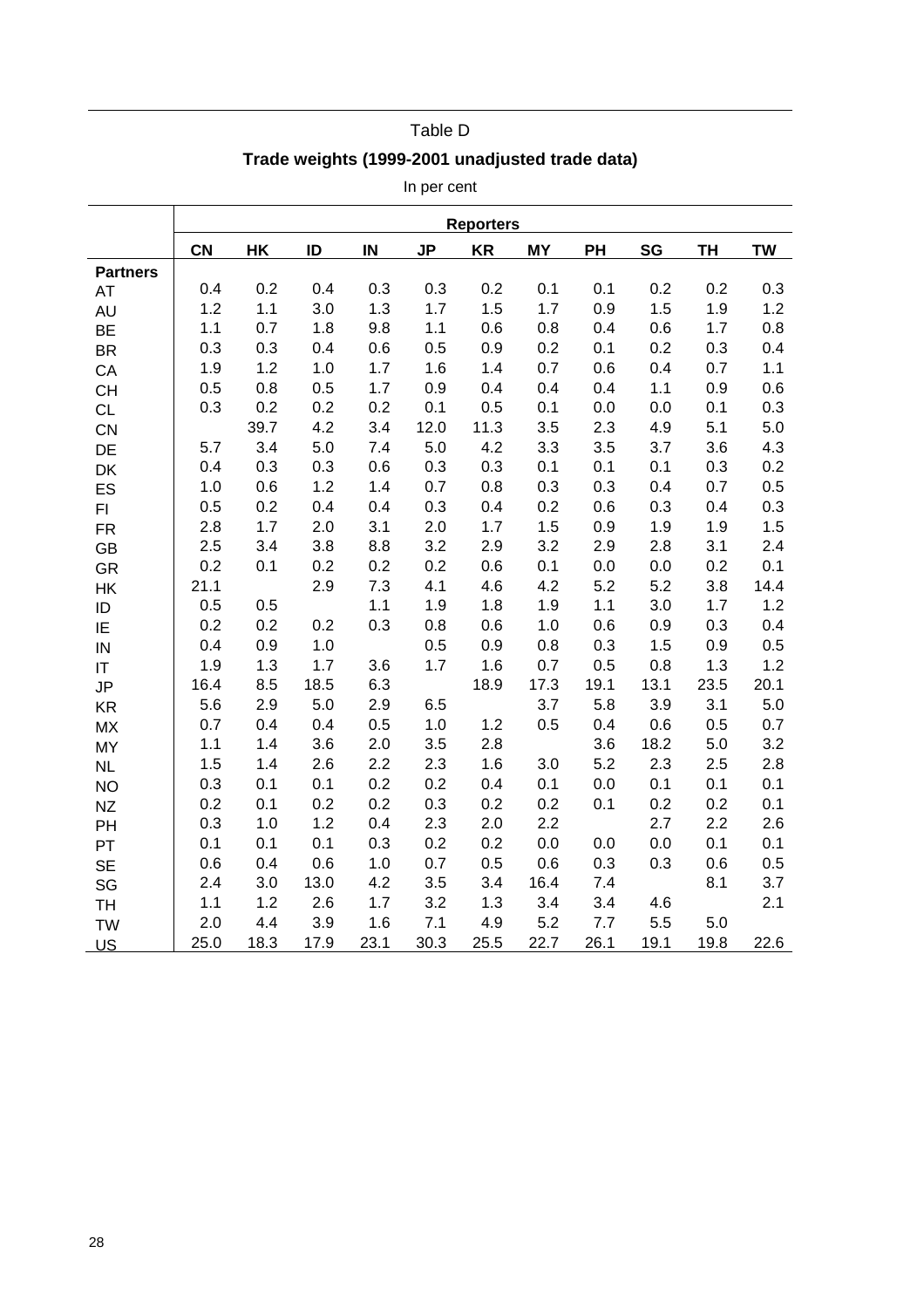Table D

**Trade weights (1999-2001 unadjusted trade data)**

In per cent

| | Reporters | | | | | | | | | | |
|---|---|---|---|---|---|---|---|---|---|---|---|
| | **CN** | **HK** | **ID** | **IN** | **JP** | **KR** | **MY** | **PH** | **SG** | **TH** | **TW** |
| **Partners** | | | | | | | | | | | |
| AT | 0.4 | 0.2 | 0.4 | 0.3 | 0.3 | 0.2 | 0.1 | 0.1 | 0.2 | 0.2 | 0.3 |
| AU | 1.2 | 1.1 | 3.0 | 1.3 | 1.7 | 1.5 | 1.7 | 0.9 | 1.5 | 1.9 | 1.2 |
| BE | 1.1 | 0.7 | 1.8 | 9.8 | 1.1 | 0.6 | 0.8 | 0.4 | 0.6 | 1.7 | 0.8 |
| BR | 0.3 | 0.3 | 0.4 | 0.6 | 0.5 | 0.9 | 0.2 | 0.1 | 0.2 | 0.3 | 0.4 |
| CA | 1.9 | 1.2 | 1.0 | 1.7 | 1.6 | 1.4 | 0.7 | 0.6 | 0.4 | 0.7 | 1.1 |
| CH | 0.5 | 0.8 | 0.5 | 1.7 | 0.9 | 0.4 | 0.4 | 0.4 | 1.1 | 0.9 | 0.6 |
| CL | 0.3 | 0.2 | 0.2 | 0.2 | 0.1 | 0.5 | 0.1 | 0.0 | 0.0 | 0.1 | 0.3 |
| CN | | 39.7 | 4.2 | 3.4 | 12.0 | 11.3 | 3.5 | 2.3 | 4.9 | 5.1 | 5.0 |
| DE | 5.7 | 3.4 | 5.0 | 7.4 | 5.0 | 4.2 | 3.3 | 3.5 | 3.7 | 3.6 | 4.3 |
| DK | 0.4 | 0.3 | 0.3 | 0.6 | 0.3 | 0.3 | 0.1 | 0.1 | 0.1 | 0.3 | 0.2 |
| ES | 1.0 | 0.6 | 1.2 | 1.4 | 0.7 | 0.8 | 0.3 | 0.3 | 0.4 | 0.7 | 0.5 |
| FI | 0.5 | 0.2 | 0.4 | 0.4 | 0.3 | 0.4 | 0.2 | 0.6 | 0.3 | 0.4 | 0.3 |
| FR | 2.8 | 1.7 | 2.0 | 3.1 | 2.0 | 1.7 | 1.5 | 0.9 | 1.9 | 1.9 | 1.5 |
| GB | 2.5 | 3.4 | 3.8 | 8.8 | 3.2 | 2.9 | 3.2 | 2.9 | 2.8 | 3.1 | 2.4 |
| GR | 0.2 | 0.1 | 0.2 | 0.2 | 0.2 | 0.6 | 0.1 | 0.0 | 0.0 | 0.2 | 0.1 |
| HK | 21.1 | | 2.9 | 7.3 | 4.1 | 4.6 | 4.2 | 5.2 | 5.2 | 3.8 | 14.4 |
| ID | 0.5 | 0.5 | | 1.1 | 1.9 | 1.8 | 1.9 | 1.1 | 3.0 | 1.7 | 1.2 |
| IE | 0.2 | 0.2 | 0.2 | 0.3 | 0.8 | 0.6 | 1.0 | 0.6 | 0.9 | 0.3 | 0.4 |
| IN | 0.4 | 0.9 | 1.0 | | 0.5 | 0.9 | 0.8 | 0.3 | 1.5 | 0.9 | 0.5 |
| IT | 1.9 | 1.3 | 1.7 | 3.6 | 1.7 | 1.6 | 0.7 | 0.5 | 0.8 | 1.3 | 1.2 |
| JP | 16.4 | 8.5 | 18.5 | 6.3 | | 18.9 | 17.3 | 19.1 | 13.1 | 23.5 | 20.1 |
| KR | 5.6 | 2.9 | 5.0 | 2.9 | 6.5 | | 3.7 | 5.8 | 3.9 | 3.1 | 5.0 |
| MX | 0.7 | 0.4 | 0.4 | 0.5 | 1.0 | 1.2 | 0.5 | 0.4 | 0.6 | 0.5 | 0.7 |
| MY | 1.1 | 1.4 | 3.6 | 2.0 | 3.5 | 2.8 | | 3.6 | 18.2 | 5.0 | 3.2 |
| NL | 1.5 | 1.4 | 2.6 | 2.2 | 2.3 | 1.6 | 3.0 | 5.2 | 2.3 | 2.5 | 2.8 |
| NO | 0.3 | 0.1 | 0.1 | 0.2 | 0.2 | 0.4 | 0.1 | 0.0 | 0.1 | 0.1 | 0.1 |
| NZ | 0.2 | 0.1 | 0.2 | 0.2 | 0.3 | 0.2 | 0.2 | 0.1 | 0.2 | 0.2 | 0.1 |
| PH | 0.3 | 1.0 | 1.2 | 0.4 | 2.3 | 2.0 | 2.2 | | 2.7 | 2.2 | 2.6 |
| PT | 0.1 | 0.1 | 0.1 | 0.3 | 0.2 | 0.2 | 0.0 | 0.0 | 0.0 | 0.1 | 0.1 |
| SE | 0.6 | 0.4 | 0.6 | 1.0 | 0.7 | 0.5 | 0.6 | 0.3 | 0.3 | 0.6 | 0.5 |
| SG | 2.4 | 3.0 | 13.0 | 4.2 | 3.5 | 3.4 | 16.4 | 7.4 | | 8.1 | 3.7 |
| TH | 1.1 | 1.2 | 2.6 | 1.7 | 3.2 | 1.3 | 3.4 | 3.4 | 4.6 | | 2.1 |
| TW | 2.0 | 4.4 | 3.9 | 1.6 | 7.1 | 4.9 | 5.2 | 7.7 | 5.5 | 5.0 | |
| US | 25.0 | 18.3 | 17.9 | 23.1 | 30.3 | 25.5 | 22.7 | 26.1 | 19.1 | 19.8 | 22.6 |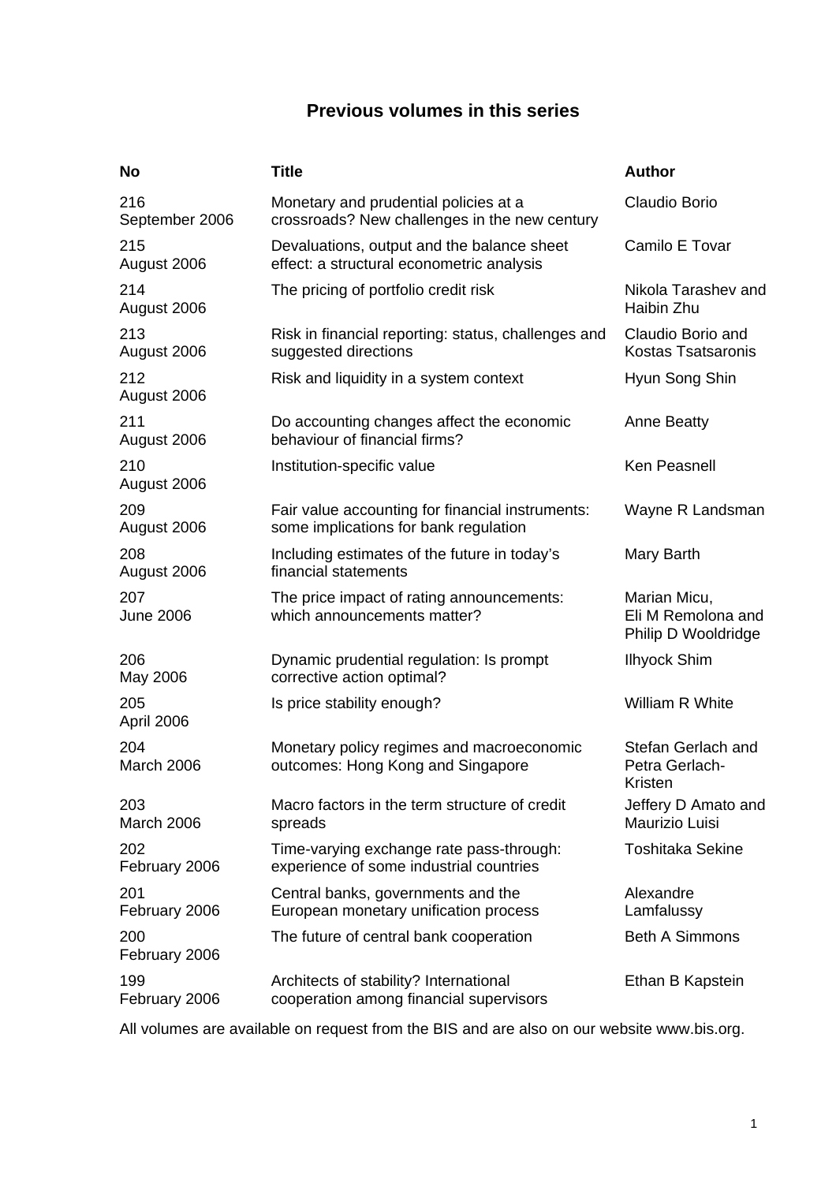## Previous volumes in this series

| No | Title | Author |
| --- | --- | --- |
| 216<br>September 2006 | Monetary and prudential policies at a crossroads? New challenges in the new century | Claudio Borio |
| 215<br>August 2006 | Devaluations, output and the balance sheet effect: a structural econometric analysis | Camilo E Tovar |
| 214<br>August 2006 | The pricing of portfolio credit risk | Nikola Tarashev and Haibin Zhu |
| 213<br>August 2006 | Risk in financial reporting: status, challenges and suggested directions | Claudio Borio and Kostas Tsatsaronis |
| 212<br>August 2006 | Risk and liquidity in a system context | Hyun Song Shin |
| 211<br>August 2006 | Do accounting changes affect the economic behaviour of financial firms? | Anne Beatty |
| 210<br>August 2006 | Institution-specific value | Ken Peasnell |
| 209<br>August 2006 | Fair value accounting for financial instruments: some implications for bank regulation | Wayne R Landsman |
| 208<br>August 2006 | Including estimates of the future in today's financial statements | Mary Barth |
| 207<br>June 2006 | The price impact of rating announcements: which announcements matter? | Marian Micu, Eli M Remolona and Philip D Wooldridge |
| 206<br>May 2006 | Dynamic prudential regulation: Is prompt corrective action optimal? | Ilhyock Shim |
| 205<br>April 2006 | Is price stability enough? | William R White |
| 204<br>March 2006 | Monetary policy regimes and macroeconomic outcomes: Hong Kong and Singapore | Stefan Gerlach and Petra Gerlach-Kristen |
| 203<br>March 2006 | Macro factors in the term structure of credit spreads | Jeffery D Amato and Maurizio Luisi |
| 202<br>February 2006 | Time-varying exchange rate pass-through: experience of some industrial countries | Toshitaka Sekine |
| 201<br>February 2006 | Central banks, governments and the European monetary unification process | Alexandre Lamfalussy |
| 200<br>February 2006 | The future of central bank cooperation | Beth A Simmons |
| 199<br>February 2006 | Architects of stability? International cooperation among financial supervisors | Ethan B Kapstein |

All volumes are available on request from the BIS and are also on our website www.bis.org.